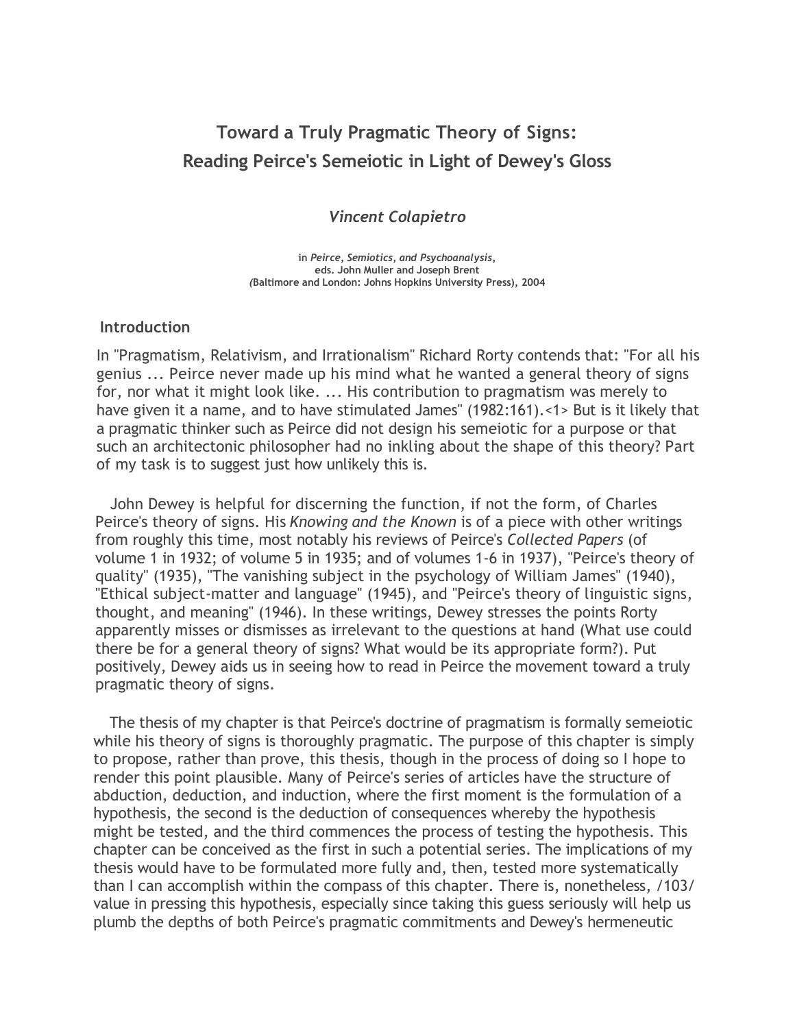# Toward a Truly Pragmatic Theory of Signs: Reading Peirce's Semeiotic in Light of Dewey's Gloss

### *Vincent Colapietro*

in *Peirce, Semiotics, and Psychoanalysis*,
eds. John Muller and Joseph Brent
*(*Baltimore and London: Johns Hopkins University Press), 2004

## Introduction

In "Pragmatism, Relativism, and Irrationalism" Richard Rorty contends that: "For all his genius ... Peirce never made up his mind what he wanted a general theory of signs for, nor what it might look like. ... His contribution to pragmatism was merely to have given it a name, and to have stimulated James" (1982:161).<1> But is it likely that a pragmatic thinker such as Peirce did not design his semeiotic for a purpose or that such an architectonic philosopher had no inkling about the shape of this theory? Part of my task is to suggest just how unlikely this is.

John Dewey is helpful for discerning the function, if not the form, of Charles Peirce's theory of signs. His *Knowing and the Known* is of a piece with other writings from roughly this time, most notably his reviews of Peirce's *Collected Papers* (of volume 1 in 1932; of volume 5 in 1935; and of volumes 1-6 in 1937), "Peirce's theory of quality" (1935), "The vanishing subject in the psychology of William James" (1940), "Ethical subject-matter and language" (1945), and "Peirce's theory of linguistic signs, thought, and meaning" (1946). In these writings, Dewey stresses the points Rorty apparently misses or dismisses as irrelevant to the questions at hand (What use could there be for a general theory of signs? What would be its appropriate form?). Put positively, Dewey aids us in seeing how to read in Peirce the movement toward a truly pragmatic theory of signs.

The thesis of my chapter is that Peirce's doctrine of pragmatism is formally semeiotic while his theory of signs is thoroughly pragmatic. The purpose of this chapter is simply to propose, rather than prove, this thesis, though in the process of doing so I hope to render this point plausible. Many of Peirce's series of articles have the structure of abduction, deduction, and induction, where the first moment is the formulation of a hypothesis, the second is the deduction of consequences whereby the hypothesis might be tested, and the third commences the process of testing the hypothesis. This chapter can be conceived as the first in such a potential series. The implications of my thesis would have to be formulated more fully and, then, tested more systematically than I can accomplish within the compass of this chapter. There is, nonetheless, /103/ value in pressing this hypothesis, especially since taking this guess seriously will help us plumb the depths of both Peirce's pragmatic commitments and Dewey's hermeneutic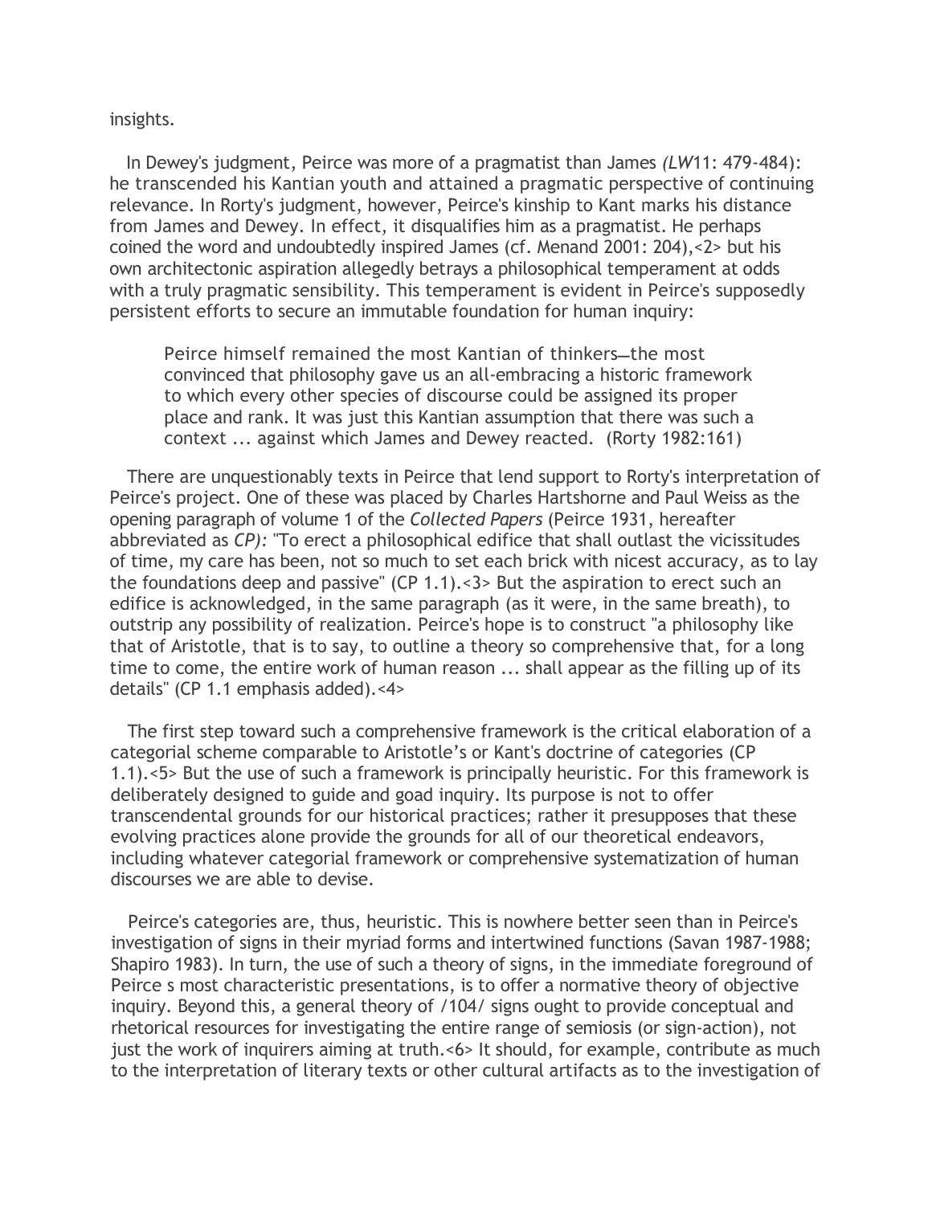insights.

In Dewey's judgment, Peirce was more of a pragmatist than James *(LW*11: 479-484): he transcended his Kantian youth and attained a pragmatic perspective of continuing relevance. In Rorty's judgment, however, Peirce's kinship to Kant marks his distance from James and Dewey. In effect, it disqualifies him as a pragmatist. He perhaps coined the word and undoubtedly inspired James (cf. Menand 2001: 204),<2> but his own architectonic aspiration allegedly betrays a philosophical temperament at odds with a truly pragmatic sensibility. This temperament is evident in Peirce's supposedly persistent efforts to secure an immutable foundation for human inquiry:

> Peirce himself remained the most Kantian of thinkers—the most convinced that philosophy gave us an all-embracing a historic framework to which every other species of discourse could be assigned its proper place and rank. It was just this Kantian assumption that there was such a context ... against which James and Dewey reacted. (Rorty 1982:161)

There are unquestionably texts in Peirce that lend support to Rorty's interpretation of Peirce's project. One of these was placed by Charles Hartshorne and Paul Weiss as the opening paragraph of volume 1 of the *Collected Papers* (Peirce 1931, hereafter abbreviated as *CP):* "To erect a philosophical edifice that shall outlast the vicissitudes of time, my care has been, not so much to set each brick with nicest accuracy, as to lay the foundations deep and passive" (CP 1.1).<3> But the aspiration to erect such an edifice is acknowledged, in the same paragraph (as it were, in the same breath), to outstrip any possibility of realization. Peirce's hope is to construct "a philosophy like that of Aristotle, that is to say, to outline a theory so comprehensive that, for a long time to come, the entire work of human reason ... shall appear as the filling up of its details" (CP 1.1 emphasis added).<4>

The first step toward such a comprehensive framework is the critical elaboration of a categorial scheme comparable to Aristotle's or Kant's doctrine of categories (CP 1.1).<5> But the use of such a framework is principally heuristic. For this framework is deliberately designed to guide and goad inquiry. Its purpose is not to offer transcendental grounds for our historical practices; rather it presupposes that these evolving practices alone provide the grounds for all of our theoretical endeavors, including whatever categorial framework or comprehensive systematization of human discourses we are able to devise.

Peirce's categories are, thus, heuristic. This is nowhere better seen than in Peirce's investigation of signs in their myriad forms and intertwined functions (Savan 1987-1988; Shapiro 1983). In turn, the use of such a theory of signs, in the immediate foreground of Peirce s most characteristic presentations, is to offer a normative theory of objective inquiry. Beyond this, a general theory of /104/ signs ought to provide conceptual and rhetorical resources for investigating the entire range of semiosis (or sign-action), not just the work of inquirers aiming at truth.<6> It should, for example, contribute as much to the interpretation of literary texts or other cultural artifacts as to the investigation of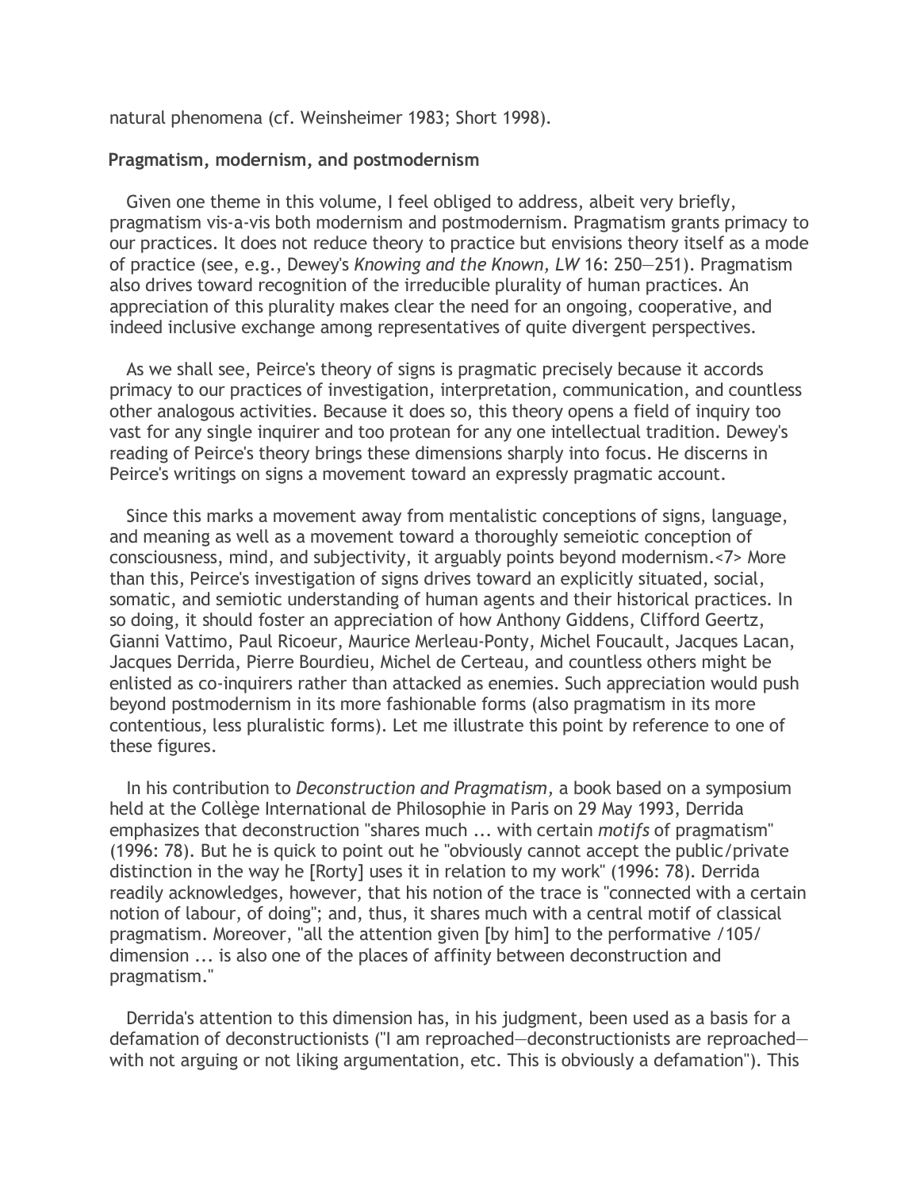natural phenomena (cf. Weinsheimer 1983; Short 1998).

**Pragmatism, modernism, and postmodernism**

Given one theme in this volume, I feel obliged to address, albeit very briefly, pragmatism vis-a-vis both modernism and postmodernism. Pragmatism grants primacy to our practices. It does not reduce theory to practice but envisions theory itself as a mode of practice (see, e.g., Dewey's *Knowing and the Known, LW* 16: 250—251). Pragmatism also drives toward recognition of the irreducible plurality of human practices. An appreciation of this plurality makes clear the need for an ongoing, cooperative, and indeed inclusive exchange among representatives of quite divergent perspectives.

As we shall see, Peirce's theory of signs is pragmatic precisely because it accords primacy to our practices of investigation, interpretation, communication, and countless other analogous activities. Because it does so, this theory opens a field of inquiry too vast for any single inquirer and too protean for any one intellectual tradition. Dewey's reading of Peirce's theory brings these dimensions sharply into focus. He discerns in Peirce's writings on signs a movement toward an expressly pragmatic account.

Since this marks a movement away from mentalistic conceptions of signs, language, and meaning as well as a movement toward a thoroughly semeiotic conception of consciousness, mind, and subjectivity, it arguably points beyond modernism.<7> More than this, Peirce's investigation of signs drives toward an explicitly situated, social, somatic, and semiotic understanding of human agents and their historical practices. In so doing, it should foster an appreciation of how Anthony Giddens, Clifford Geertz, Gianni Vattimo, Paul Ricoeur, Maurice Merleau-Ponty, Michel Foucault, Jacques Lacan, Jacques Derrida, Pierre Bourdieu, Michel de Certeau, and countless others might be enlisted as co-inquirers rather than attacked as enemies. Such appreciation would push beyond postmodernism in its more fashionable forms (also pragmatism in its more contentious, less pluralistic forms). Let me illustrate this point by reference to one of these figures.

In his contribution to *Deconstruction and Pragmatism,* a book based on a symposium held at the Collège International de Philosophie in Paris on 29 May 1993, Derrida emphasizes that deconstruction "shares much ... with certain *motifs* of pragmatism" (1996: 78). But he is quick to point out he "obviously cannot accept the public/private distinction in the way he [Rorty] uses it in relation to my work" (1996: 78). Derrida readily acknowledges, however, that his notion of the trace is "connected with a certain notion of labour, of doing"; and, thus, it shares much with a central motif of classical pragmatism. Moreover, "all the attention given [by him] to the performative /105/ dimension ... is also one of the places of affinity between deconstruction and pragmatism."

Derrida's attention to this dimension has, in his judgment, been used as a basis for a defamation of deconstructionists ("I am reproached—deconstructionists are reproached—with not arguing or not liking argumentation, etc. This is obviously a defamation"). This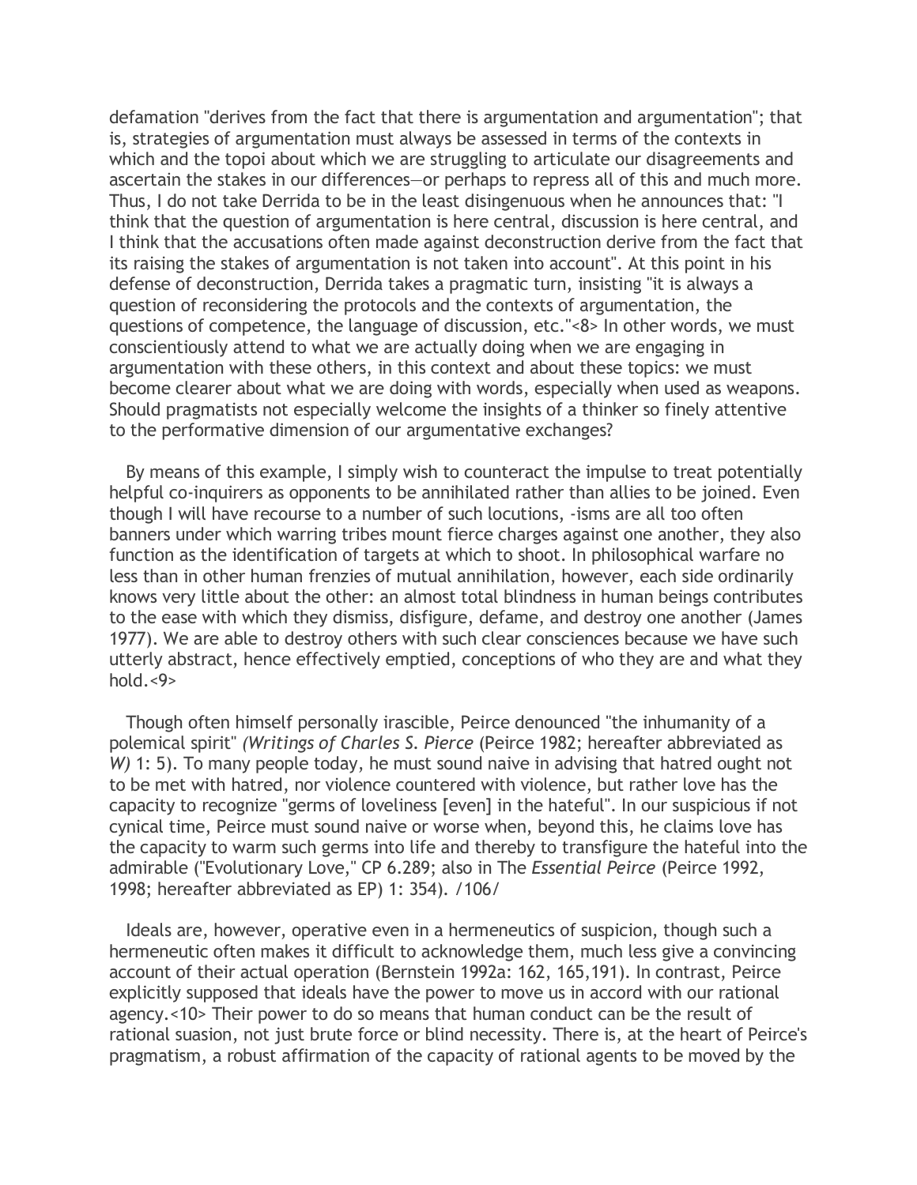defamation "derives from the fact that there is argumentation and argumentation"; that is, strategies of argumentation must always be assessed in terms of the contexts in which and the topoi about which we are struggling to articulate our disagreements and ascertain the stakes in our differences—or perhaps to repress all of this and much more. Thus, I do not take Derrida to be in the least disingenuous when he announces that: "I think that the question of argumentation is here central, discussion is here central, and I think that the accusations often made against deconstruction derive from the fact that its raising the stakes of argumentation is not taken into account". At this point in his defense of deconstruction, Derrida takes a pragmatic turn, insisting "it is always a question of reconsidering the protocols and the contexts of argumentation, the questions of competence, the language of discussion, etc."<8> In other words, we must conscientiously attend to what we are actually doing when we are engaging in argumentation with these others, in this context and about these topics: we must become clearer about what we are doing with words, especially when used as weapons. Should pragmatists not especially welcome the insights of a thinker so finely attentive to the performative dimension of our argumentative exchanges?

By means of this example, I simply wish to counteract the impulse to treat potentially helpful co-inquirers as opponents to be annihilated rather than allies to be joined. Even though I will have recourse to a number of such locutions, -isms are all too often banners under which warring tribes mount fierce charges against one another, they also function as the identification of targets at which to shoot. In philosophical warfare no less than in other human frenzies of mutual annihilation, however, each side ordinarily knows very little about the other: an almost total blindness in human beings contributes to the ease with which they dismiss, disfigure, defame, and destroy one another (James 1977). We are able to destroy others with such clear consciences because we have such utterly abstract, hence effectively emptied, conceptions of who they are and what they hold.<9>

Though often himself personally irascible, Peirce denounced "the inhumanity of a polemical spirit" *(Writings of Charles S. Pierce* (Peirce 1982; hereafter abbreviated as *W)* 1: 5). To many people today, he must sound naive in advising that hatred ought not to be met with hatred, nor violence countered with violence, but rather love has the capacity to recognize "germs of loveliness [even] in the hateful". In our suspicious if not cynical time, Peirce must sound naive or worse when, beyond this, he claims love has the capacity to warm such germs into life and thereby to transfigure the hateful into the admirable ("Evolutionary Love," CP 6.289; also in The *Essential Peirce* (Peirce 1992, 1998; hereafter abbreviated as EP) 1: 354). /106/

Ideals are, however, operative even in a hermeneutics of suspicion, though such a hermeneutic often makes it difficult to acknowledge them, much less give a convincing account of their actual operation (Bernstein 1992a: 162, 165,191). In contrast, Peirce explicitly supposed that ideals have the power to move us in accord with our rational agency.<10> Their power to do so means that human conduct can be the result of rational suasion, not just brute force or blind necessity. There is, at the heart of Peirce's pragmatism, a robust affirmation of the capacity of rational agents to be moved by the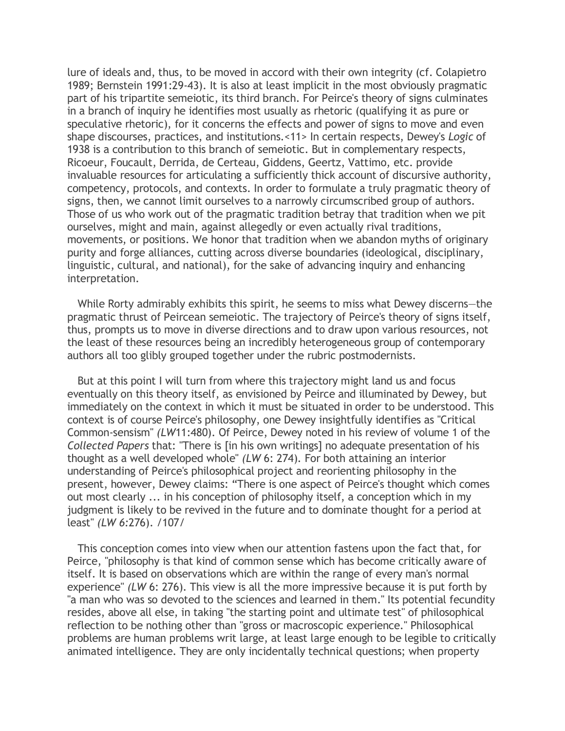lure of ideals and, thus, to be moved in accord with their own integrity (cf. Colapietro 1989; Bernstein 1991:29-43). It is also at least implicit in the most obviously pragmatic part of his tripartite semeiotic, its third branch. For Peirce's theory of signs culminates in a branch of inquiry he identifies most usually as rhetoric (qualifying it as pure or speculative rhetoric), for it concerns the effects and power of signs to move and even shape discourses, practices, and institutions.<11> In certain respects, Dewey's *Logic* of 1938 is a contribution to this branch of semeiotic. But in complementary respects, Ricoeur, Foucault, Derrida, de Certeau, Giddens, Geertz, Vattimo, etc. provide invaluable resources for articulating a sufficiently thick account of discursive authority, competency, protocols, and contexts. In order to formulate a truly pragmatic theory of signs, then, we cannot limit ourselves to a narrowly circumscribed group of authors. Those of us who work out of the pragmatic tradition betray that tradition when we pit ourselves, might and main, against allegedly or even actually rival traditions, movements, or positions. We honor that tradition when we abandon myths of originary purity and forge alliances, cutting across diverse boundaries (ideological, disciplinary, linguistic, cultural, and national), for the sake of advancing inquiry and enhancing interpretation.

While Rorty admirably exhibits this spirit, he seems to miss what Dewey discerns—the pragmatic thrust of Peircean semeiotic. The trajectory of Peirce's theory of signs itself, thus, prompts us to move in diverse directions and to draw upon various resources, not the least of these resources being an incredibly heterogeneous group of contemporary authors all too glibly grouped together under the rubric postmodernists.

But at this point I will turn from where this trajectory might land us and focus eventually on this theory itself, as envisioned by Peirce and illuminated by Dewey, but immediately on the context in which it must be situated in order to be understood. This context is of course Peirce's philosophy, one Dewey insightfully identifies as "Critical Common-sensism" *(LW*11:480). Of Peirce, Dewey noted in his review of volume 1 of the *Collected Papers* that: "There is [in his own writings] no adequate presentation of his thought as a well developed whole" *(LW* 6: 274). For both attaining an interior understanding of Peirce's philosophical project and reorienting philosophy in the present, however, Dewey claims: "There is one aspect of Peirce's thought which comes out most clearly ... in his conception of philosophy itself, a conception which in my judgment is likely to be revived in the future and to dominate thought for a period at least" *(LW 6:*276). /107/

This conception comes into view when our attention fastens upon the fact that, for Peirce, "philosophy is that kind of common sense which has become critically aware of itself. It is based on observations which are within the range of every man's normal experience" *(LW* 6: 276). This view is all the more impressive because it is put forth by "a man who was so devoted to the sciences and learned in them." Its potential fecundity resides, above all else, in taking "the starting point and ultimate test" of philosophical reflection to be nothing other than "gross or macroscopic experience." Philosophical problems are human problems writ large, at least large enough to be legible to critically animated intelligence. They are only incidentally technical questions; when property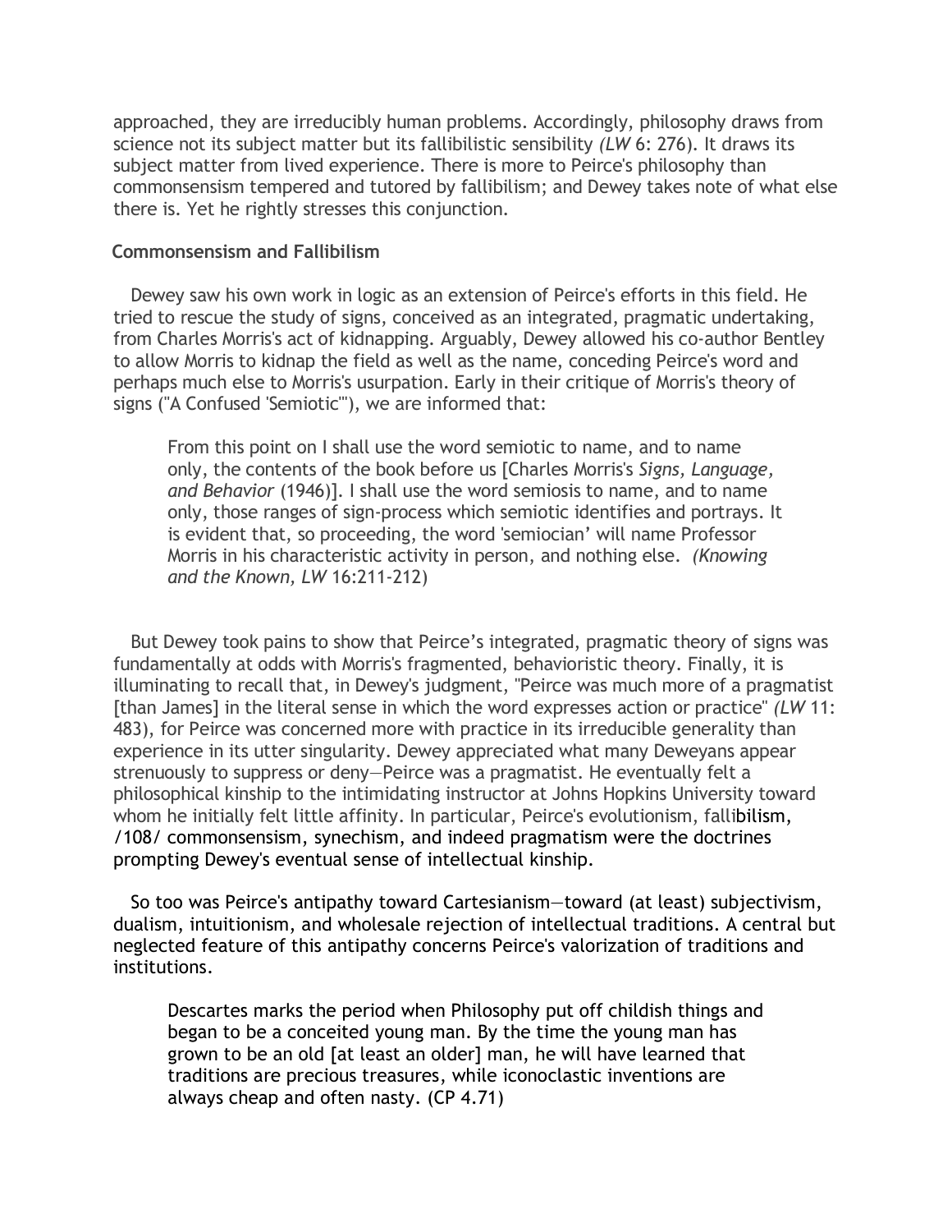approached, they are irreducibly human problems. Accordingly, philosophy draws from science not its subject matter but its fallibilistic sensibility *(LW* 6: 276). It draws its subject matter from lived experience. There is more to Peirce's philosophy than commonsensism tempered and tutored by fallibilism; and Dewey takes note of what else there is. Yet he rightly stresses this conjunction.

## Commonsensism and Fallibilism

Dewey saw his own work in logic as an extension of Peirce's efforts in this field. He tried to rescue the study of signs, conceived as an integrated, pragmatic undertaking, from Charles Morris's act of kidnapping. Arguably, Dewey allowed his co-author Bentley to allow Morris to kidnap the field as well as the name, conceding Peirce's word and perhaps much else to Morris's usurpation. Early in their critique of Morris's theory of signs ("A Confused 'Semiotic'"), we are informed that:

> From this point on I shall use the word semiotic to name, and to name only, the contents of the book before us [Charles Morris's *Signs, Language, and Behavior* (1946)]. I shall use the word semiosis to name, and to name only, those ranges of sign-process which semiotic identifies and portrays. It is evident that, so proceeding, the word 'semiocian' will name Professor Morris in his characteristic activity in person, and nothing else. *(Knowing and the Known, LW* 16:211-212)

But Dewey took pains to show that Peirce's integrated, pragmatic theory of signs was fundamentally at odds with Morris's fragmented, behavioristic theory. Finally, it is illuminating to recall that, in Dewey's judgment, "Peirce was much more of a pragmatist [than James] in the literal sense in which the word expresses action or practice" *(LW* 11: 483), for Peirce was concerned more with practice in its irreducible generality than experience in its utter singularity. Dewey appreciated what many Deweyans appear strenuously to suppress or deny—Peirce was a pragmatist. He eventually felt a philosophical kinship to the intimidating instructor at Johns Hopkins University toward whom he initially felt little affinity. In particular, Peirce's evolutionism, fallibilism, /108/ commonsensism, synechism, and indeed pragmatism were the doctrines prompting Dewey's eventual sense of intellectual kinship.

So too was Peirce's antipathy toward Cartesianism—toward (at least) subjectivism, dualism, intuitionism, and wholesale rejection of intellectual traditions. A central but neglected feature of this antipathy concerns Peirce's valorization of traditions and institutions.

> Descartes marks the period when Philosophy put off childish things and began to be a conceited young man. By the time the young man has grown to be an old [at least an older] man, he will have learned that traditions are precious treasures, while iconoclastic inventions are always cheap and often nasty. (CP 4.71)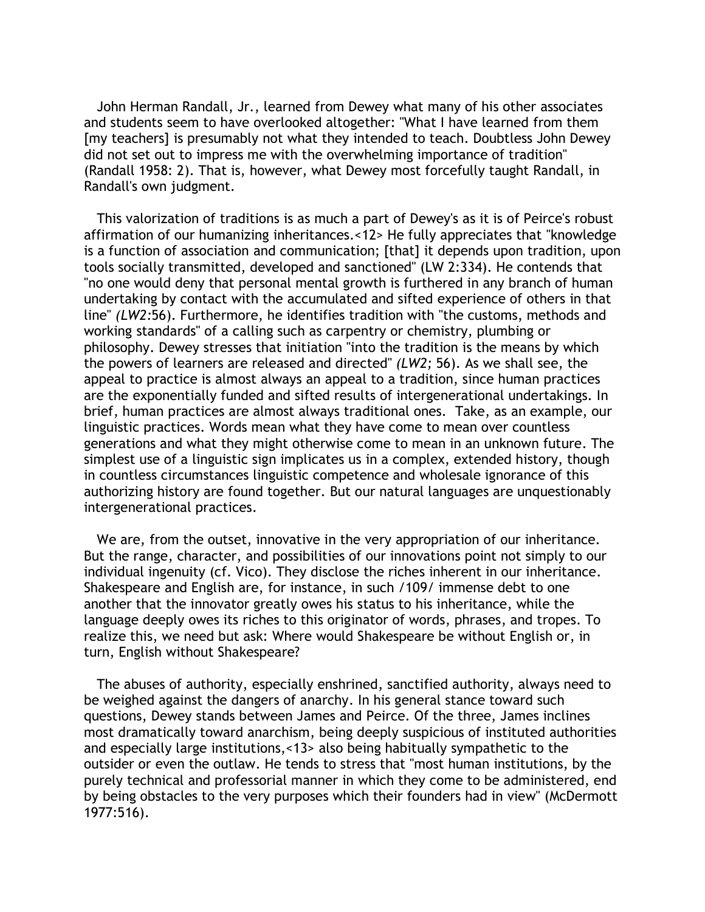John Herman Randall, Jr., learned from Dewey what many of his other associates and students seem to have overlooked altogether: "What I have learned from them [my teachers] is presumably not what they intended to teach. Doubtless John Dewey did not set out to impress me with the overwhelming importance of tradition" (Randall 1958: 2). That is, however, what Dewey most forcefully taught Randall, in Randall's own judgment.

This valorization of traditions is as much a part of Dewey's as it is of Peirce's robust affirmation of our humanizing inheritances.<12> He fully appreciates that "knowledge is a function of association and communication; [that] it depends upon tradition, upon tools socially transmitted, developed and sanctioned" (LW 2:334). He contends that "no one would deny that personal mental growth is furthered in any branch of human undertaking by contact with the accumulated and sifted experience of others in that line" *(LW2:*56). Furthermore, he identifies tradition with "the customs, methods and working standards" of a calling such as carpentry or chemistry, plumbing or philosophy. Dewey stresses that initiation "into the tradition is the means by which the powers of learners are released and directed" *(LW2;* 56). As we shall see, the appeal to practice is almost always an appeal to a tradition, since human practices are the exponentially funded and sifted results of intergenerational undertakings. In brief, human practices are almost always traditional ones. Take, as an example, our linguistic practices. Words mean what they have come to mean over countless generations and what they might otherwise come to mean in an unknown future. The simplest use of a linguistic sign implicates us in a complex, extended history, though in countless circumstances linguistic competence and wholesale ignorance of this authorizing history are found together. But our natural languages are unquestionably intergenerational practices.

We are, from the outset, innovative in the very appropriation of our inheritance. But the range, character, and possibilities of our innovations point not simply to our individual ingenuity (cf. Vico). They disclose the riches inherent in our inheritance. Shakespeare and English are, for instance, in such /109/ immense debt to one another that the innovator greatly owes his status to his inheritance, while the language deeply owes its riches to this originator of words, phrases, and tropes. To realize this, we need but ask: Where would Shakespeare be without English or, in turn, English without Shakespeare?

The abuses of authority, especially enshrined, sanctified authority, always need to be weighed against the dangers of anarchy. In his general stance toward such questions, Dewey stands between James and Peirce. Of the three, James inclines most dramatically toward anarchism, being deeply suspicious of instituted authorities and especially large institutions,<13> also being habitually sympathetic to the outsider or even the outlaw. He tends to stress that "most human institutions, by the purely technical and professorial manner in which they come to be administered, end by being obstacles to the very purposes which their founders had in view" (McDermott 1977:516).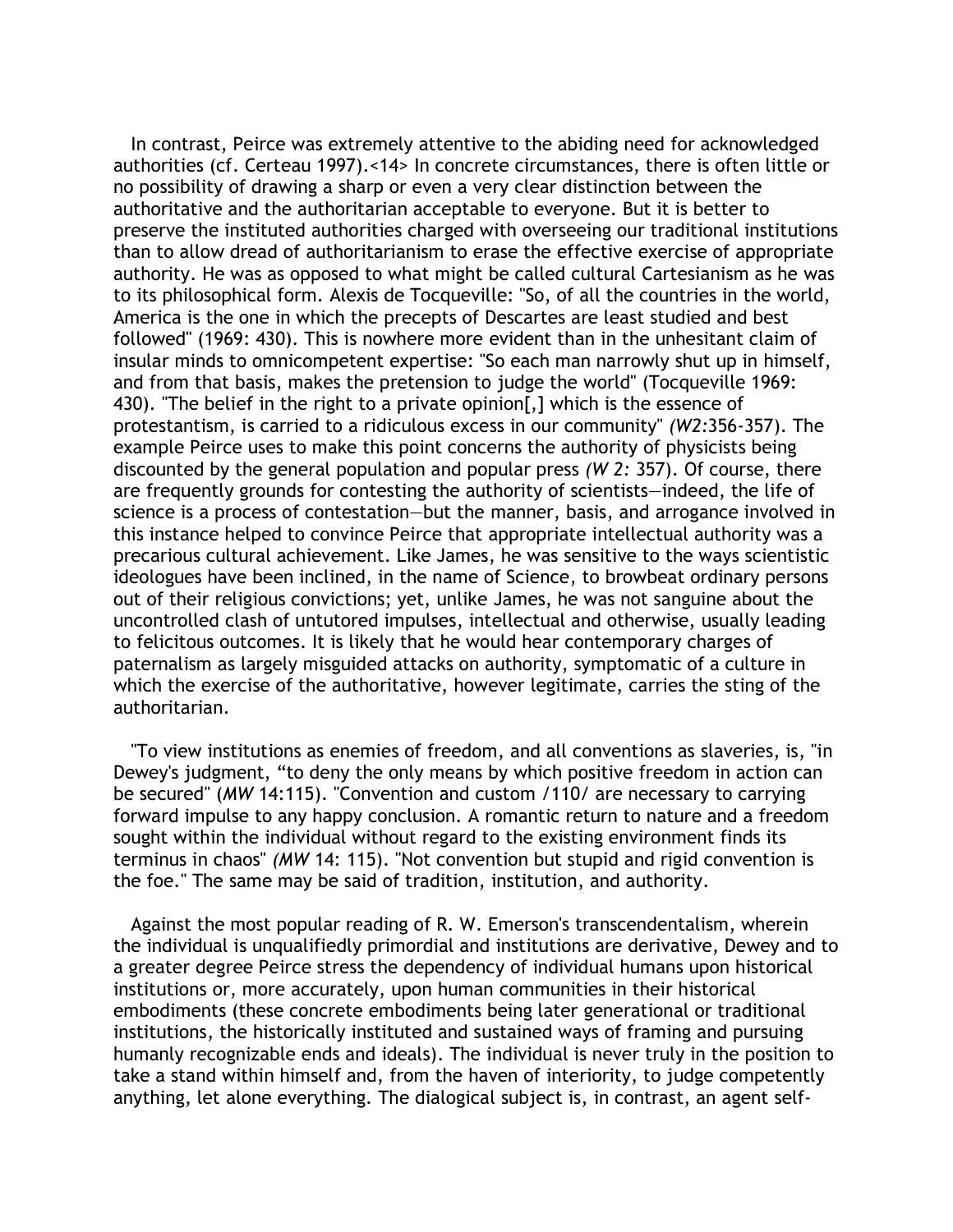In contrast, Peirce was extremely attentive to the abiding need for acknowledged authorities (cf. Certeau 1997).<14> In concrete circumstances, there is often little or no possibility of drawing a sharp or even a very clear distinction between the authoritative and the authoritarian acceptable to everyone. But it is better to preserve the instituted authorities charged with overseeing our traditional institutions than to allow dread of authoritarianism to erase the effective exercise of appropriate authority. He was as opposed to what might be called cultural Cartesianism as he was to its philosophical form. Alexis de Tocqueville: "So, of all the countries in the world, America is the one in which the precepts of Descartes are least studied and best followed" (1969: 430). This is nowhere more evident than in the unhesitant claim of insular minds to omnicompetent expertise: "So each man narrowly shut up in himself, and from that basis, makes the pretension to judge the world" (Tocqueville 1969: 430). "The belief in the right to a private opinion[,] which is the essence of protestantism, is carried to a ridiculous excess in our community" *(W2*:356-357). The example Peirce uses to make this point concerns the authority of physicists being discounted by the general population and popular press *(W 2:* 357). Of course, there are frequently grounds for contesting the authority of scientists—indeed, the life of science is a process of contestation—but the manner, basis, and arrogance involved in this instance helped to convince Peirce that appropriate intellectual authority was a precarious cultural achievement. Like James, he was sensitive to the ways scientistic ideologues have been inclined, in the name of Science, to browbeat ordinary persons out of their religious convictions; yet, unlike James, he was not sanguine about the uncontrolled clash of untutored impulses, intellectual and otherwise, usually leading to felicitous outcomes. It is likely that he would hear contemporary charges of paternalism as largely misguided attacks on authority, symptomatic of a culture in which the exercise of the authoritative, however legitimate, carries the sting of the authoritarian.

"To view institutions as enemies of freedom, and all conventions as slaveries, is, "in Dewey's judgment, "to deny the only means by which positive freedom in action can be secured" (*MW* 14:115). "Convention and custom /110/ are necessary to carrying forward impulse to any happy conclusion. A romantic return to nature and a freedom sought within the individual without regard to the existing environment finds its terminus in chaos" *(MW* 14: 115). "Not convention but stupid and rigid convention is the foe." The same may be said of tradition, institution, and authority.

Against the most popular reading of R. W. Emerson's transcendentalism, wherein the individual is unqualifiedly primordial and institutions are derivative, Dewey and to a greater degree Peirce stress the dependency of individual humans upon historical institutions or, more accurately, upon human communities in their historical embodiments (these concrete embodiments being later generational or traditional institutions, the historically instituted and sustained ways of framing and pursuing humanly recognizable ends and ideals). The individual is never truly in the position to take a stand within himself and, from the haven of interiority, to judge competently anything, let alone everything. The dialogical subject is, in contrast, an agent self-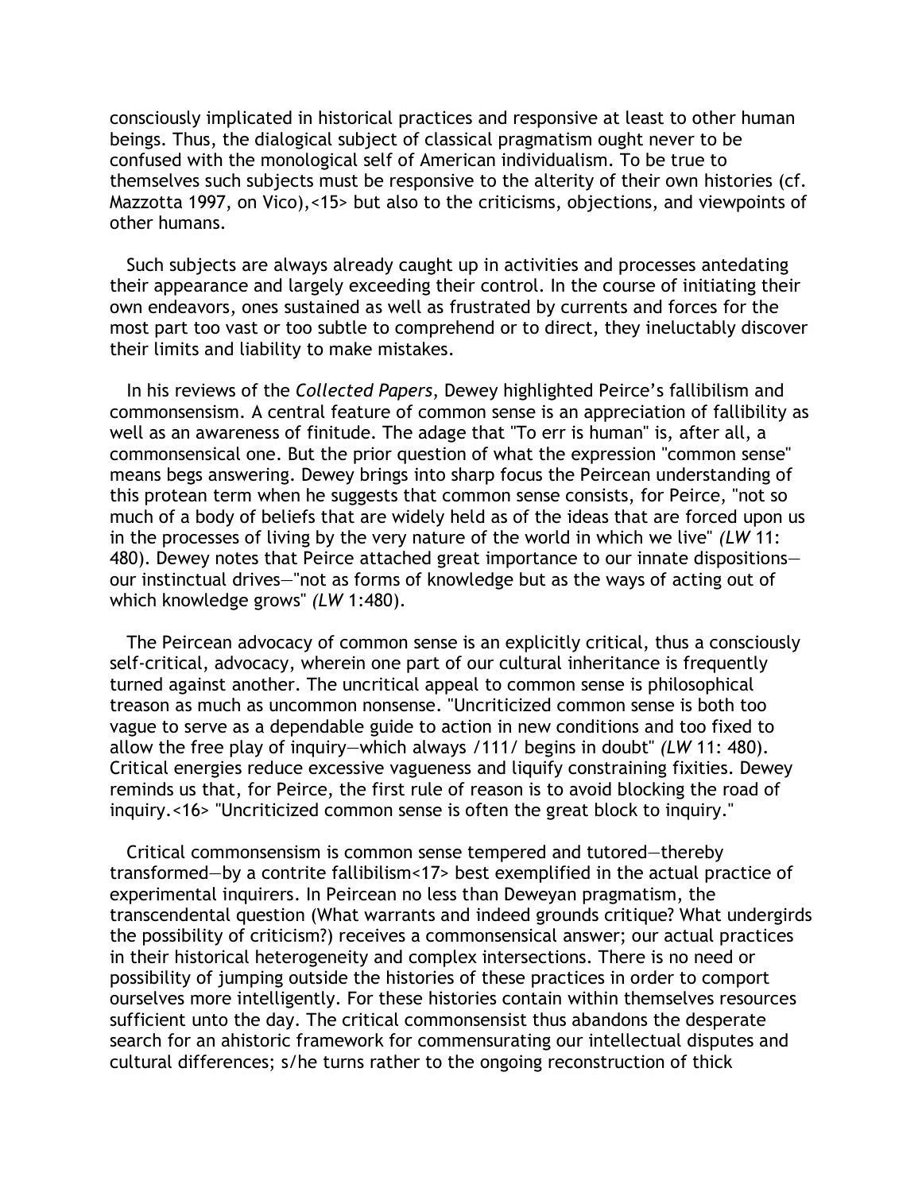consciously implicated in historical practices and responsive at least to other human beings. Thus, the dialogical subject of classical pragmatism ought never to be confused with the monological self of American individualism. To be true to themselves such subjects must be responsive to the alterity of their own histories (cf. Mazzotta 1997, on Vico),<15> but also to the criticisms, objections, and viewpoints of other humans.

Such subjects are always already caught up in activities and processes antedating their appearance and largely exceeding their control. In the course of initiating their own endeavors, ones sustained as well as frustrated by currents and forces for the most part too vast or too subtle to comprehend or to direct, they ineluctably discover their limits and liability to make mistakes.

In his reviews of the *Collected Papers*, Dewey highlighted Peirce's fallibilism and commonsensism. A central feature of common sense is an appreciation of fallibility as well as an awareness of finitude. The adage that "To err is human" is, after all, a commonsensical one. But the prior question of what the expression "common sense" means begs answering. Dewey brings into sharp focus the Peircean understanding of this protean term when he suggests that common sense consists, for Peirce, "not so much of a body of beliefs that are widely held as of the ideas that are forced upon us in the processes of living by the very nature of the world in which we live" *(LW* 11: 480). Dewey notes that Peirce attached great importance to our innate dispositions—our instinctual drives—"not as forms of knowledge but as the ways of acting out of which knowledge grows" *(LW* 1:480).

The Peircean advocacy of common sense is an explicitly critical, thus a consciously self-critical, advocacy, wherein one part of our cultural inheritance is frequently turned against another. The uncritical appeal to common sense is philosophical treason as much as uncommon nonsense. "Uncriticized common sense is both too vague to serve as a dependable guide to action in new conditions and too fixed to allow the free play of inquiry—which always /111/ begins in doubt" *(LW* 11: 480). Critical energies reduce excessive vagueness and liquify constraining fixities. Dewey reminds us that, for Peirce, the first rule of reason is to avoid blocking the road of inquiry.<16> "Uncriticized common sense is often the great block to inquiry."

Critical commonsensism is common sense tempered and tutored—thereby transformed—by a contrite fallibilism<17> best exemplified in the actual practice of experimental inquirers. In Peircean no less than Deweyan pragmatism, the transcendental question (What warrants and indeed grounds critique? What undergirds the possibility of criticism?) receives a commonsensical answer; our actual practices in their historical heterogeneity and complex intersections. There is no need or possibility of jumping outside the histories of these practices in order to comport ourselves more intelligently. For these histories contain within themselves resources sufficient unto the day. The critical commonsensist thus abandons the desperate search for an ahistoric framework for commensurating our intellectual disputes and cultural differences; s/he turns rather to the ongoing reconstruction of thick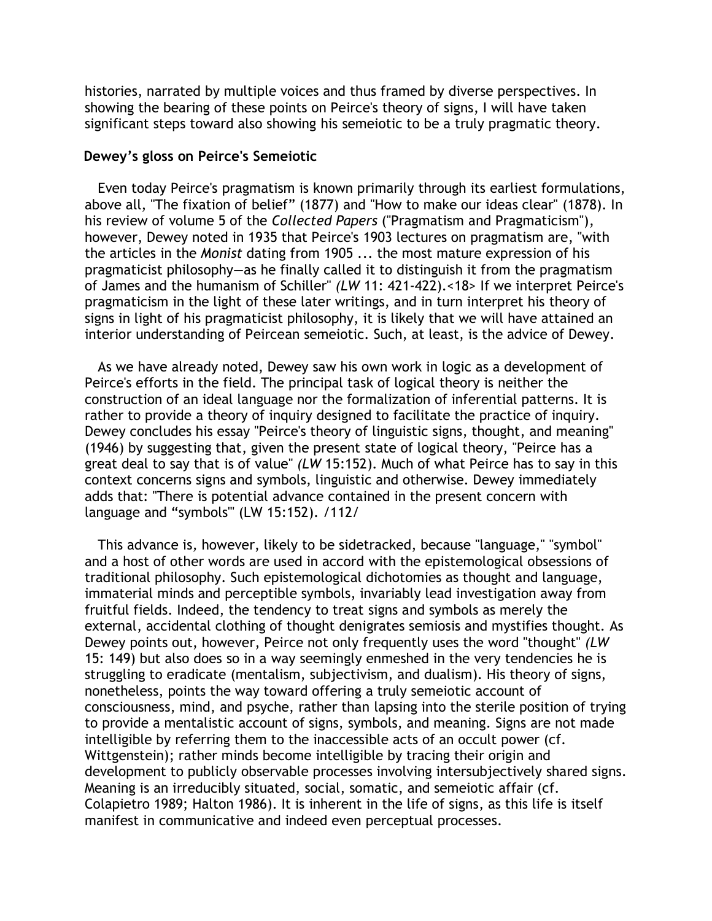histories, narrated by multiple voices and thus framed by diverse perspectives. In showing the bearing of these points on Peirce's theory of signs, I will have taken significant steps toward also showing his semeiotic to be a truly pragmatic theory.

### Dewey's gloss on Peirce's Semeiotic

Even today Peirce's pragmatism is known primarily through its earliest formulations, above all, "The fixation of belief" (1877) and "How to make our ideas clear" (1878). In his review of volume 5 of the *Collected Papers* ("Pragmatism and Pragmaticism"), however, Dewey noted in 1935 that Peirce's 1903 lectures on pragmatism are, "with the articles in the *Monist* dating from 1905 ... the most mature expression of his pragmaticist philosophy—as he finally called it to distinguish it from the pragmatism of James and the humanism of Schiller" *(LW* 11: 421-422).<18> If we interpret Peirce's pragmaticism in the light of these later writings, and in turn interpret his theory of signs in light of his pragmaticist philosophy, it is likely that we will have attained an interior understanding of Peircean semeiotic. Such, at least, is the advice of Dewey.

As we have already noted, Dewey saw his own work in logic as a development of Peirce's efforts in the field. The principal task of logical theory is neither the construction of an ideal language nor the formalization of inferential patterns. It is rather to provide a theory of inquiry designed to facilitate the practice of inquiry. Dewey concludes his essay "Peirce's theory of linguistic signs, thought, and meaning" (1946) by suggesting that, given the present state of logical theory, "Peirce has a great deal to say that is of value" *(LW* 15:152). Much of what Peirce has to say in this context concerns signs and symbols, linguistic and otherwise. Dewey immediately adds that: "There is potential advance contained in the present concern with language and "symbols"" (LW 15:152). /112/

This advance is, however, likely to be sidetracked, because "language," "symbol" and a host of other words are used in accord with the epistemological obsessions of traditional philosophy. Such epistemological dichotomies as thought and language, immaterial minds and perceptible symbols, invariably lead investigation away from fruitful fields. Indeed, the tendency to treat signs and symbols as merely the external, accidental clothing of thought denigrates semiosis and mystifies thought. As Dewey points out, however, Peirce not only frequently uses the word "thought" *(LW* 15: 149) but also does so in a way seemingly enmeshed in the very tendencies he is struggling to eradicate (mentalism, subjectivism, and dualism). His theory of signs, nonetheless, points the way toward offering a truly semeiotic account of consciousness, mind, and psyche, rather than lapsing into the sterile position of trying to provide a mentalistic account of signs, symbols, and meaning. Signs are not made intelligible by referring them to the inaccessible acts of an occult power (cf. Wittgenstein); rather minds become intelligible by tracing their origin and development to publicly observable processes involving intersubjectively shared signs. Meaning is an irreducibly situated, social, somatic, and semeiotic affair (cf. Colapietro 1989; Halton 1986). It is inherent in the life of signs, as this life is itself manifest in communicative and indeed even perceptual processes.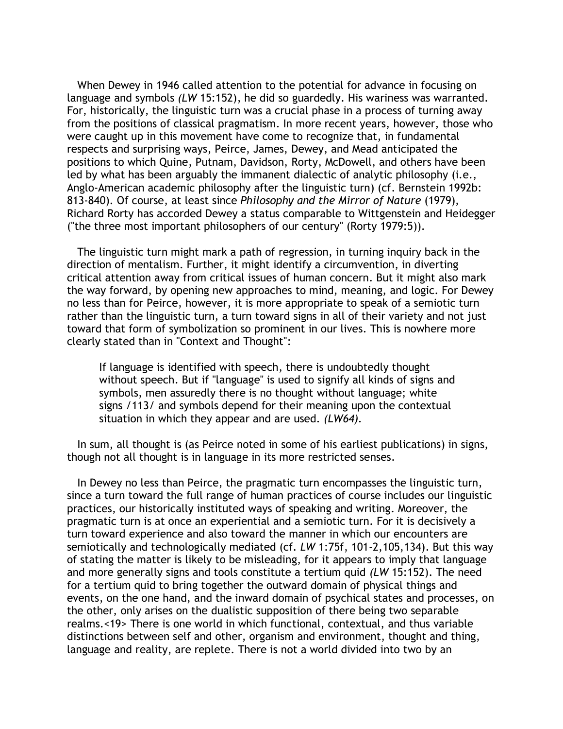When Dewey in 1946 called attention to the potential for advance in focusing on language and symbols *(LW* 15:152), he did so guardedly. His wariness was warranted. For, historically, the linguistic turn was a crucial phase in a process of turning away from the positions of classical pragmatism. In more recent years, however, those who were caught up in this movement have come to recognize that, in fundamental respects and surprising ways, Peirce, James, Dewey, and Mead anticipated the positions to which Quine, Putnam, Davidson, Rorty, McDowell, and others have been led by what has been arguably the immanent dialectic of analytic philosophy (i.e., Anglo-American academic philosophy after the linguistic turn) (cf. Bernstein 1992b: 813-840). Of course, at least since *Philosophy and the Mirror of Nature* (1979), Richard Rorty has accorded Dewey a status comparable to Wittgenstein and Heidegger ("the three most important philosophers of our century" (Rorty 1979:5)).

The linguistic turn might mark a path of regression, in turning inquiry back in the direction of mentalism. Further, it might identify a circumvention, in diverting critical attention away from critical issues of human concern. But it might also mark the way forward, by opening new approaches to mind, meaning, and logic. For Dewey no less than for Peirce, however, it is more appropriate to speak of a semiotic turn rather than the linguistic turn, a turn toward signs in all of their variety and not just toward that form of symbolization so prominent in our lives. This is nowhere more clearly stated than in "Context and Thought":

> If language is identified with speech, there is undoubtedly thought without speech. But if "language" is used to signify all kinds of signs and symbols, men assuredly there is no thought without language; white signs /113/ and symbols depend for their meaning upon the contextual situation in which they appear and are used. *(LW64).*

In sum, all thought is (as Peirce noted in some of his earliest publications) in signs, though not all thought is in language in its more restricted senses.

In Dewey no less than Peirce, the pragmatic turn encompasses the linguistic turn, since a turn toward the full range of human practices of course includes our linguistic practices, our historically instituted ways of speaking and writing. Moreover, the pragmatic turn is at once an experiential and a semiotic turn. For it is decisively a turn toward experience and also toward the manner in which our encounters are semiotically and technologically mediated (cf. *LW* 1:75f, 101-2,105,134). But this way of stating the matter is likely to be misleading, for it appears to imply that language and more generally signs and tools constitute a tertium quid *(LW* 15:152). The need for a tertium quid to bring together the outward domain of physical things and events, on the one hand, and the inward domain of psychical states and processes, on the other, only arises on the dualistic supposition of there being two separable realms.<19> There is one world in which functional, contextual, and thus variable distinctions between self and other, organism and environment, thought and thing, language and reality, are replete. There is not a world divided into two by an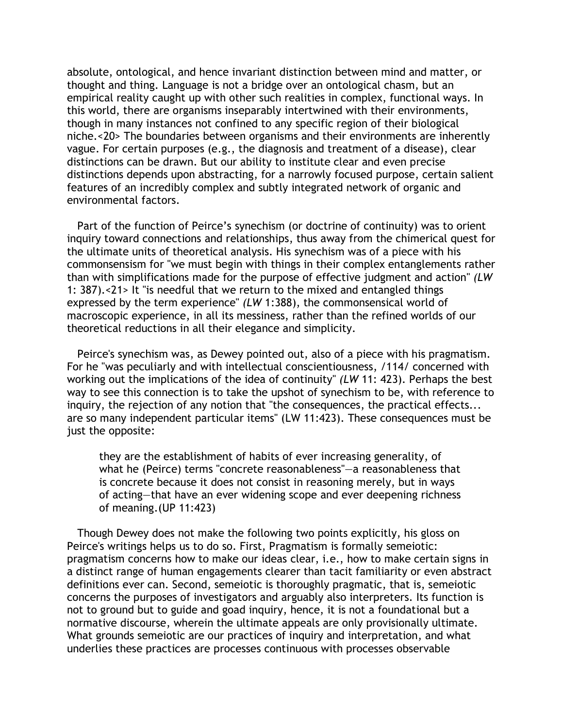absolute, ontological, and hence invariant distinction between mind and matter, or thought and thing. Language is not a bridge over an ontological chasm, but an empirical reality caught up with other such realities in complex, functional ways. In this world, there are organisms inseparably intertwined with their environments, though in many instances not confined to any specific region of their biological niche.<20> The boundaries between organisms and their environments are inherently vague. For certain purposes (e.g., the diagnosis and treatment of a disease), clear distinctions can be drawn. But our ability to institute clear and even precise distinctions depends upon abstracting, for a narrowly focused purpose, certain salient features of an incredibly complex and subtly integrated network of organic and environmental factors.

Part of the function of Peirce's synechism (or doctrine of continuity) was to orient inquiry toward connections and relationships, thus away from the chimerical quest for the ultimate units of theoretical analysis. His synechism was of a piece with his commonsensism for "we must begin with things in their complex entanglements rather than with simplifications made for the purpose of effective judgment and action" *(LW* 1: 387).<21> It "is needful that we return to the mixed and entangled things expressed by the term experience" *(LW* 1:388), the commonsensical world of macroscopic experience, in all its messiness, rather than the refined worlds of our theoretical reductions in all their elegance and simplicity.

Peirce's synechism was, as Dewey pointed out, also of a piece with his pragmatism. For he "was peculiarly and with intellectual conscientiousness, /114/ concerned with working out the implications of the idea of continuity" *(LW* 11: 423). Perhaps the best way to see this connection is to take the upshot of synechism to be, with reference to inquiry, the rejection of any notion that "the consequences, the practical effects... are so many independent particular items" (LW 11:423). These consequences must be just the opposite:

> they are the establishment of habits of ever increasing generality, of what he (Peirce) terms "concrete reasonableness"—a reasonableness that is concrete because it does not consist in reasoning merely, but in ways of acting—that have an ever widening scope and ever deepening richness of meaning.(UP 11:423)

Though Dewey does not make the following two points explicitly, his gloss on Peirce's writings helps us to do so. First, Pragmatism is formally semeiotic: pragmatism concerns how to make our ideas clear, i.e., how to make certain signs in a distinct range of human engagements clearer than tacit familiarity or even abstract definitions ever can. Second, semeiotic is thoroughly pragmatic, that is, semeiotic concerns the purposes of investigators and arguably also interpreters. Its function is not to ground but to guide and goad inquiry, hence, it is not a foundational but a normative discourse, wherein the ultimate appeals are only provisionally ultimate. What grounds semeiotic are our practices of inquiry and interpretation, and what underlies these practices are processes continuous with processes observable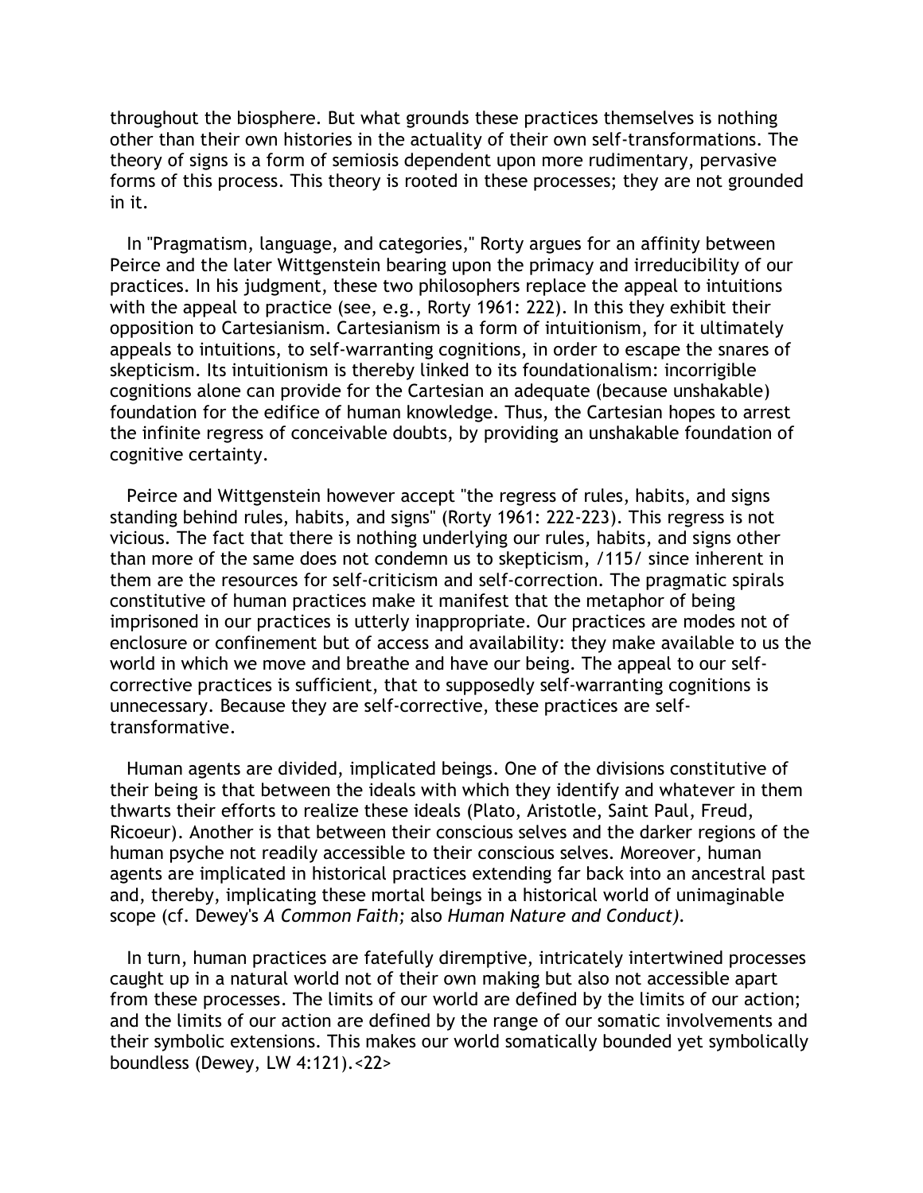throughout the biosphere. But what grounds these practices themselves is nothing other than their own histories in the actuality of their own self-transformations. The theory of signs is a form of semiosis dependent upon more rudimentary, pervasive forms of this process. This theory is rooted in these processes; they are not grounded in it.

In "Pragmatism, language, and categories," Rorty argues for an affinity between Peirce and the later Wittgenstein bearing upon the primacy and irreducibility of our practices. In his judgment, these two philosophers replace the appeal to intuitions with the appeal to practice (see, e.g., Rorty 1961: 222). In this they exhibit their opposition to Cartesianism. Cartesianism is a form of intuitionism, for it ultimately appeals to intuitions, to self-warranting cognitions, in order to escape the snares of skepticism. Its intuitionism is thereby linked to its foundationalism: incorrigible cognitions alone can provide for the Cartesian an adequate (because unshakable) foundation for the edifice of human knowledge. Thus, the Cartesian hopes to arrest the infinite regress of conceivable doubts, by providing an unshakable foundation of cognitive certainty.

Peirce and Wittgenstein however accept "the regress of rules, habits, and signs standing behind rules, habits, and signs" (Rorty 1961: 222-223). This regress is not vicious. The fact that there is nothing underlying our rules, habits, and signs other than more of the same does not condemn us to skepticism, /115/ since inherent in them are the resources for self-criticism and self-correction. The pragmatic spirals constitutive of human practices make it manifest that the metaphor of being imprisoned in our practices is utterly inappropriate. Our practices are modes not of enclosure or confinement but of access and availability: they make available to us the world in which we move and breathe and have our being. The appeal to our self-corrective practices is sufficient, that to supposedly self-warranting cognitions is unnecessary. Because they are self-corrective, these practices are self-transformative.

Human agents are divided, implicated beings. One of the divisions constitutive of their being is that between the ideals with which they identify and whatever in them thwarts their efforts to realize these ideals (Plato, Aristotle, Saint Paul, Freud, Ricoeur). Another is that between their conscious selves and the darker regions of the human psyche not readily accessible to their conscious selves. Moreover, human agents are implicated in historical practices extending far back into an ancestral past and, thereby, implicating these mortal beings in a historical world of unimaginable scope (cf. Dewey's *A Common Faith;* also *Human Nature and Conduct).*

In turn, human practices are fatefully diremptive, intricately intertwined processes caught up in a natural world not of their own making but also not accessible apart from these processes. The limits of our world are defined by the limits of our action; and the limits of our action are defined by the range of our somatic involvements and their symbolic extensions. This makes our world somatically bounded yet symbolically boundless (Dewey, LW 4:121).<22>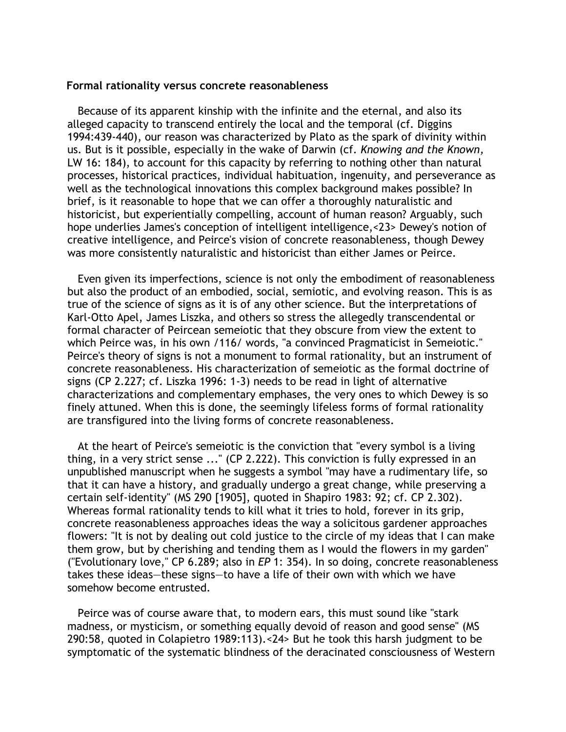**Formal rationality versus concrete reasonableness**

Because of its apparent kinship with the infinite and the eternal, and also its alleged capacity to transcend entirely the local and the temporal (cf. Diggins 1994:439-440), our reason was characterized by Plato as the spark of divinity within us. But is it possible, especially in the wake of Darwin (cf. *Knowing and the Known,* LW 16: 184), to account for this capacity by referring to nothing other than natural processes, historical practices, individual habituation, ingenuity, and perseverance as well as the technological innovations this complex background makes possible? In brief, is it reasonable to hope that we can offer a thoroughly naturalistic and historicist, but experientially compelling, account of human reason? Arguably, such hope underlies James's conception of intelligent intelligence,<23> Dewey's notion of creative intelligence, and Peirce's vision of concrete reasonableness, though Dewey was more consistently naturalistic and historicist than either James or Peirce.

Even given its imperfections, science is not only the embodiment of reasonableness but also the product of an embodied, social, semiotic, and evolving reason. This is as true of the science of signs as it is of any other science. But the interpretations of Karl-Otto Apel, James Liszka, and others so stress the allegedly transcendental or formal character of Peircean semeiotic that they obscure from view the extent to which Peirce was, in his own /116/ words, "a convinced Pragmaticist in Semeiotic." Peirce's theory of signs is not a monument to formal rationality, but an instrument of concrete reasonableness. His characterization of semeiotic as the formal doctrine of signs (CP 2.227; cf. Liszka 1996: 1-3) needs to be read in light of alternative characterizations and complementary emphases, the very ones to which Dewey is so finely attuned. When this is done, the seemingly lifeless forms of formal rationality are transfigured into the living forms of concrete reasonableness.

At the heart of Peirce's semeiotic is the conviction that "every symbol is a living thing, in a very strict sense ..." (CP 2.222). This conviction is fully expressed in an unpublished manuscript when he suggests a symbol "may have a rudimentary life, so that it can have a history, and gradually undergo a great change, while preserving a certain self-identity" (MS 290 [1905], quoted in Shapiro 1983: 92; cf. CP 2.302). Whereas formal rationality tends to kill what it tries to hold, forever in its grip, concrete reasonableness approaches ideas the way a solicitous gardener approaches flowers: "It is not by dealing out cold justice to the circle of my ideas that I can make them grow, but by cherishing and tending them as I would the flowers in my garden" ("Evolutionary love," CP 6.289; also in *EP* 1: 354). In so doing, concrete reasonableness takes these ideas—these signs—to have a life of their own with which we have somehow become entrusted.

Peirce was of course aware that, to modern ears, this must sound like "stark madness, or mysticism, or something equally devoid of reason and good sense" (MS 290:58, quoted in Colapietro 1989:113).<24> But he took this harsh judgment to be symptomatic of the systematic blindness of the deracinated consciousness of Western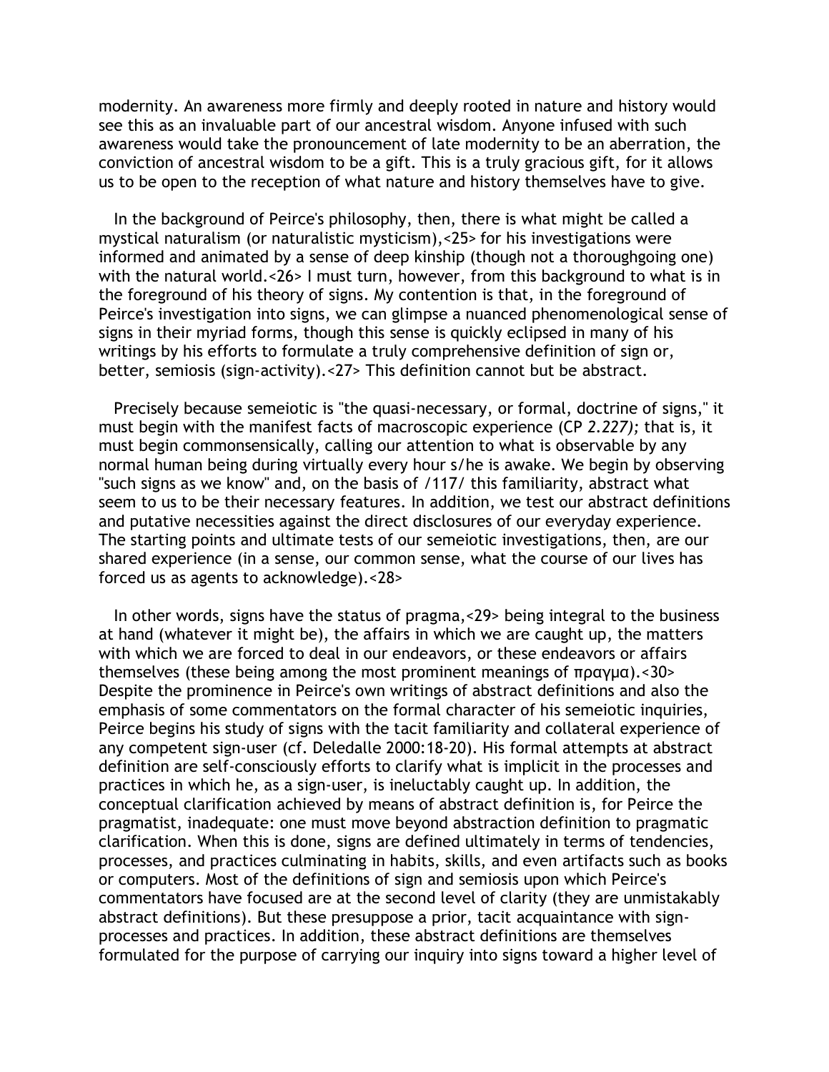modernity. An awareness more firmly and deeply rooted in nature and history would see this as an invaluable part of our ancestral wisdom. Anyone infused with such awareness would take the pronouncement of late modernity to be an aberration, the conviction of ancestral wisdom to be a gift. This is a truly gracious gift, for it allows us to be open to the reception of what nature and history themselves have to give.

In the background of Peirce's philosophy, then, there is what might be called a mystical naturalism (or naturalistic mysticism),<25> for his investigations were informed and animated by a sense of deep kinship (though not a thoroughgoing one) with the natural world.<26> I must turn, however, from this background to what is in the foreground of his theory of signs. My contention is that, in the foreground of Peirce's investigation into signs, we can glimpse a nuanced phenomenological sense of signs in their myriad forms, though this sense is quickly eclipsed in many of his writings by his efforts to formulate a truly comprehensive definition of sign or, better, semiosis (sign-activity).<27> This definition cannot but be abstract.

Precisely because semeiotic is "the quasi-necessary, or formal, doctrine of signs," it must begin with the manifest facts of macroscopic experience (CP *2.227);* that is, it must begin commonsensically, calling our attention to what is observable by any normal human being during virtually every hour s/he is awake. We begin by observing "such signs as we know" and, on the basis of /117/ this familiarity, abstract what seem to us to be their necessary features. In addition, we test our abstract definitions and putative necessities against the direct disclosures of our everyday experience. The starting points and ultimate tests of our semeiotic investigations, then, are our shared experience (in a sense, our common sense, what the course of our lives has forced us as agents to acknowledge).<28>

In other words, signs have the status of pragma,<29> being integral to the business at hand (whatever it might be), the affairs in which we are caught up, the matters with which we are forced to deal in our endeavors, or these endeavors or affairs themselves (these being among the most prominent meanings of πραγμα).<30> Despite the prominence in Peirce's own writings of abstract definitions and also the emphasis of some commentators on the formal character of his semeiotic inquiries, Peirce begins his study of signs with the tacit familiarity and collateral experience of any competent sign-user (cf. Deledalle 2000:18-20). His formal attempts at abstract definition are self-consciously efforts to clarify what is implicit in the processes and practices in which he, as a sign-user, is ineluctably caught up. In addition, the conceptual clarification achieved by means of abstract definition is, for Peirce the pragmatist, inadequate: one must move beyond abstraction definition to pragmatic clarification. When this is done, signs are defined ultimately in terms of tendencies, processes, and practices culminating in habits, skills, and even artifacts such as books or computers. Most of the definitions of sign and semiosis upon which Peirce's commentators have focused are at the second level of clarity (they are unmistakably abstract definitions). But these presuppose a prior, tacit acquaintance with sign-processes and practices. In addition, these abstract definitions are themselves formulated for the purpose of carrying our inquiry into signs toward a higher level of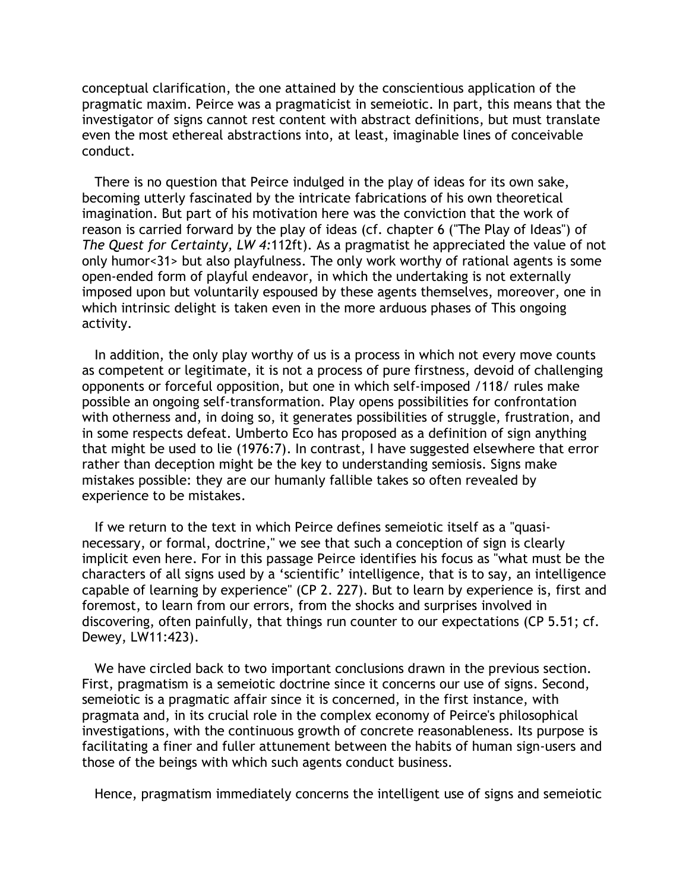conceptual clarification, the one attained by the conscientious application of the pragmatic maxim. Peirce was a pragmaticist in semeiotic. In part, this means that the investigator of signs cannot rest content with abstract definitions, but must translate even the most ethereal abstractions into, at least, imaginable lines of conceivable conduct.

There is no question that Peirce indulged in the play of ideas for its own sake, becoming utterly fascinated by the intricate fabrications of his own theoretical imagination. But part of his motivation here was the conviction that the work of reason is carried forward by the play of ideas (cf. chapter 6 ("The Play of Ideas") of *The Quest for Certainty, LW 4*:112ft). As a pragmatist he appreciated the value of not only humor<31> but also playfulness. The only work worthy of rational agents is some open-ended form of playful endeavor, in which the undertaking is not externally imposed upon but voluntarily espoused by these agents themselves, moreover, one in which intrinsic delight is taken even in the more arduous phases of This ongoing activity.

In addition, the only play worthy of us is a process in which not every move counts as competent or legitimate, it is not a process of pure firstness, devoid of challenging opponents or forceful opposition, but one in which self-imposed /118/ rules make possible an ongoing self-transformation. Play opens possibilities for confrontation with otherness and, in doing so, it generates possibilities of struggle, frustration, and in some respects defeat. Umberto Eco has proposed as a definition of sign anything that might be used to lie (1976:7). In contrast, I have suggested elsewhere that error rather than deception might be the key to understanding semiosis. Signs make mistakes possible: they are our humanly fallible takes so often revealed by experience to be mistakes.

If we return to the text in which Peirce defines semeiotic itself as a "quasi-necessary, or formal, doctrine," we see that such a conception of sign is clearly implicit even here. For in this passage Peirce identifies his focus as "what must be the characters of all signs used by a 'scientific' intelligence, that is to say, an intelligence capable of learning by experience" (CP 2. 227). But to learn by experience is, first and foremost, to learn from our errors, from the shocks and surprises involved in discovering, often painfully, that things run counter to our expectations (CP 5.51; cf. Dewey, LW11:423).

We have circled back to two important conclusions drawn in the previous section. First, pragmatism is a semeiotic doctrine since it concerns our use of signs. Second, semeiotic is a pragmatic affair since it is concerned, in the first instance, with pragmata and, in its crucial role in the complex economy of Peirce's philosophical investigations, with the continuous growth of concrete reasonableness. Its purpose is facilitating a finer and fuller attunement between the habits of human sign-users and those of the beings with which such agents conduct business.

Hence, pragmatism immediately concerns the intelligent use of signs and semeiotic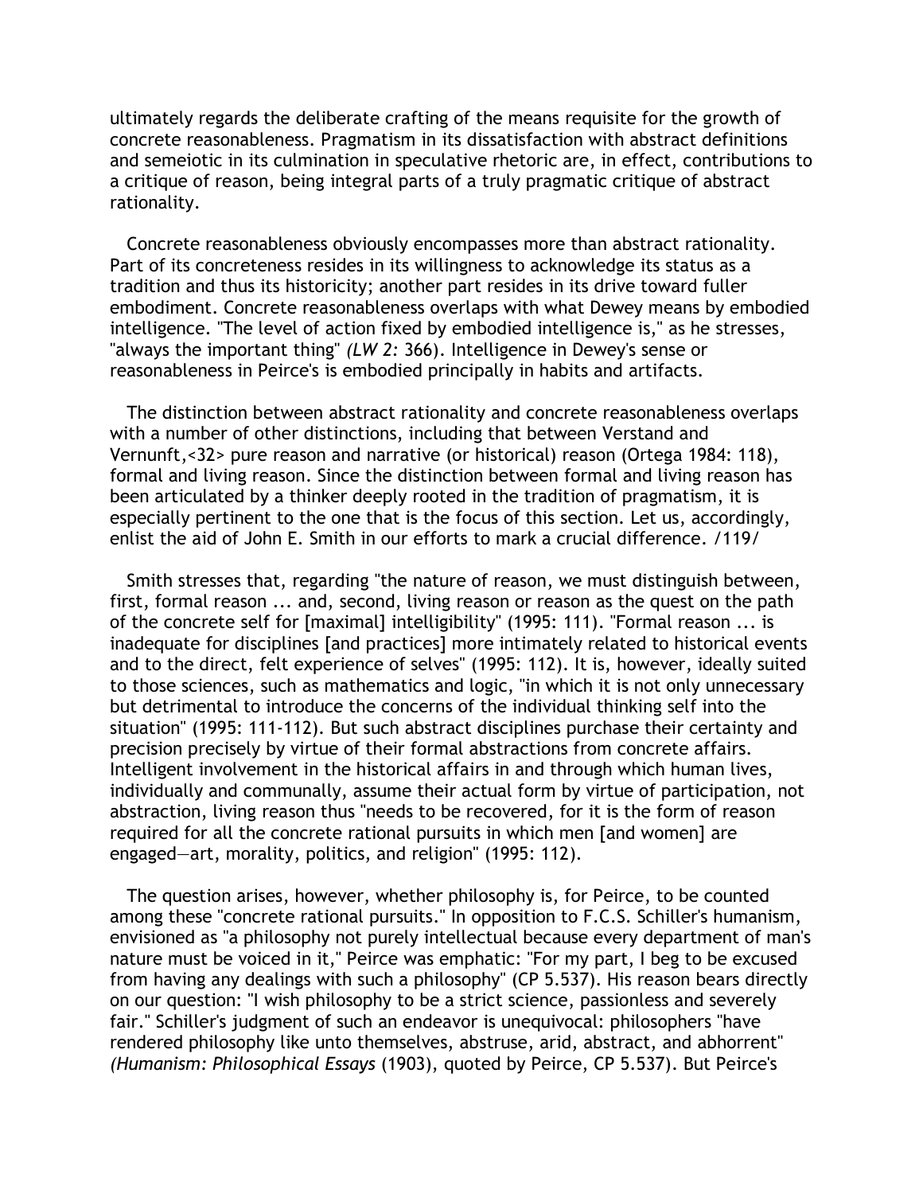ultimately regards the deliberate crafting of the means requisite for the growth of concrete reasonableness. Pragmatism in its dissatisfaction with abstract definitions and semeiotic in its culmination in speculative rhetoric are, in effect, contributions to a critique of reason, being integral parts of a truly pragmatic critique of abstract rationality.

Concrete reasonableness obviously encompasses more than abstract rationality. Part of its concreteness resides in its willingness to acknowledge its status as a tradition and thus its historicity; another part resides in its drive toward fuller embodiment. Concrete reasonableness overlaps with what Dewey means by embodied intelligence. "The level of action fixed by embodied intelligence is," as he stresses, "always the important thing" *(LW 2:* 366). Intelligence in Dewey's sense or reasonableness in Peirce's is embodied principally in habits and artifacts.

The distinction between abstract rationality and concrete reasonableness overlaps with a number of other distinctions, including that between Verstand and Vernunft,<32> pure reason and narrative (or historical) reason (Ortega 1984: 118), formal and living reason. Since the distinction between formal and living reason has been articulated by a thinker deeply rooted in the tradition of pragmatism, it is especially pertinent to the one that is the focus of this section. Let us, accordingly, enlist the aid of John E. Smith in our efforts to mark a crucial difference. /119/

Smith stresses that, regarding "the nature of reason, we must distinguish between, first, formal reason ... and, second, living reason or reason as the quest on the path of the concrete self for [maximal] intelligibility" (1995: 111). "Formal reason ... is inadequate for disciplines [and practices] more intimately related to historical events and to the direct, felt experience of selves" (1995: 112). It is, however, ideally suited to those sciences, such as mathematics and logic, "in which it is not only unnecessary but detrimental to introduce the concerns of the individual thinking self into the situation" (1995: 111-112). But such abstract disciplines purchase their certainty and precision precisely by virtue of their formal abstractions from concrete affairs. Intelligent involvement in the historical affairs in and through which human lives, individually and communally, assume their actual form by virtue of participation, not abstraction, living reason thus "needs to be recovered, for it is the form of reason required for all the concrete rational pursuits in which men [and women] are engaged—art, morality, politics, and religion" (1995: 112).

The question arises, however, whether philosophy is, for Peirce, to be counted among these "concrete rational pursuits." In opposition to F.C.S. Schiller's humanism, envisioned as "a philosophy not purely intellectual because every department of man's nature must be voiced in it," Peirce was emphatic: "For my part, I beg to be excused from having any dealings with such a philosophy" (CP 5.537). His reason bears directly on our question: "I wish philosophy to be a strict science, passionless and severely fair." Schiller's judgment of such an endeavor is unequivocal: philosophers "have rendered philosophy like unto themselves, abstruse, arid, abstract, and abhorrent" *(Humanism: Philosophical Essays* (1903), quoted by Peirce, CP 5.537). But Peirce's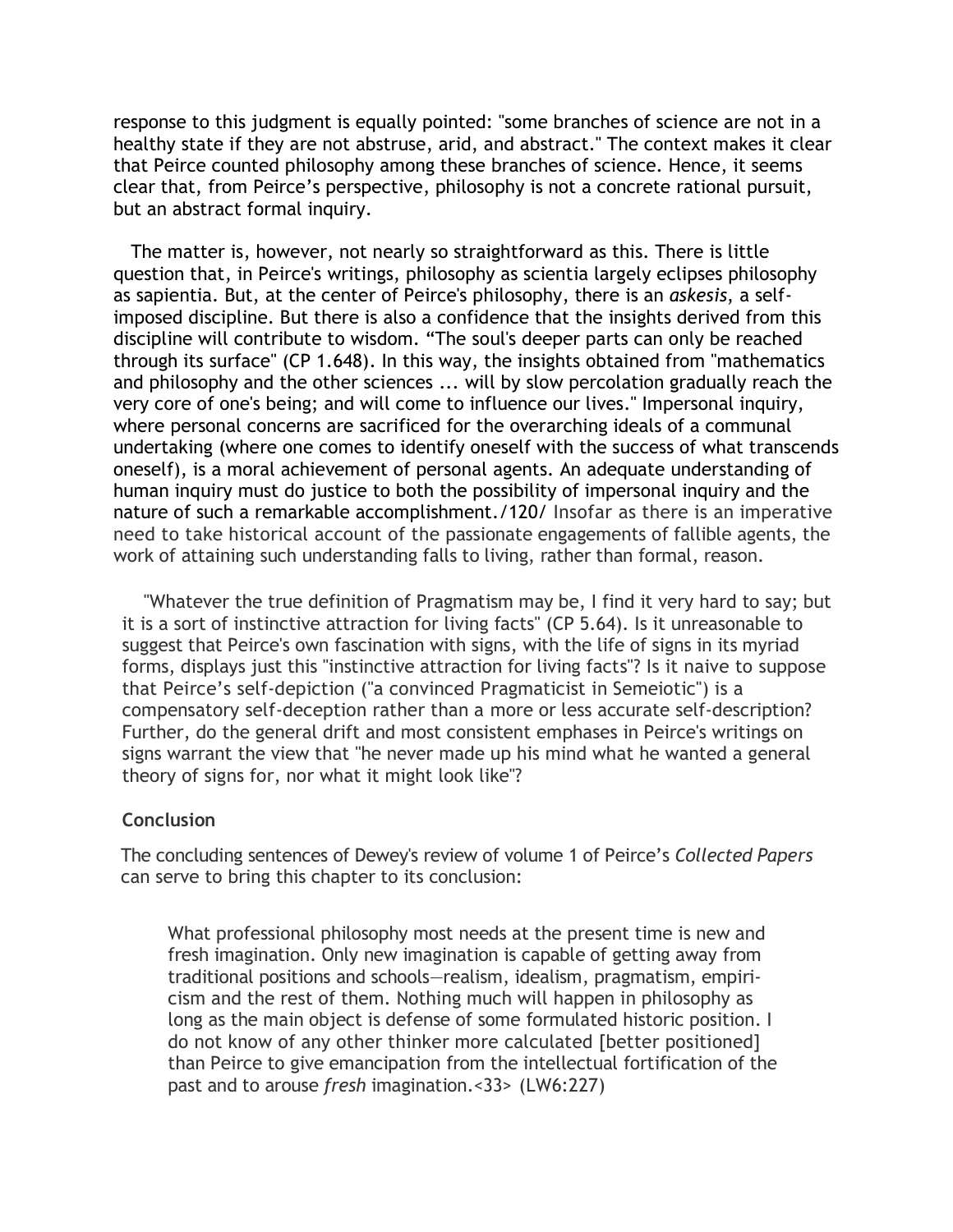response to this judgment is equally pointed: "some branches of science are not in a healthy state if they are not abstruse, arid, and abstract." The context makes it clear that Peirce counted philosophy among these branches of science. Hence, it seems clear that, from Peirce's perspective, philosophy is not a concrete rational pursuit, but an abstract formal inquiry.

The matter is, however, not nearly so straightforward as this. There is little question that, in Peirce's writings, philosophy as scientia largely eclipses philosophy as sapientia. But, at the center of Peirce's philosophy, there is an *askesis*, a self-imposed discipline. But there is also a confidence that the insights derived from this discipline will contribute to wisdom. "The soul's deeper parts can only be reached through its surface" (CP 1.648). In this way, the insights obtained from "mathematics and philosophy and the other sciences ... will by slow percolation gradually reach the very core of one's being; and will come to influence our lives." Impersonal inquiry, where personal concerns are sacrificed for the overarching ideals of a communal undertaking (where one comes to identify oneself with the success of what transcends oneself), is a moral achievement of personal agents. An adequate understanding of human inquiry must do justice to both the possibility of impersonal inquiry and the nature of such a remarkable accomplishment./120/ Insofar as there is an imperative need to take historical account of the passionate engagements of fallible agents, the work of attaining such understanding falls to living, rather than formal, reason.

"Whatever the true definition of Pragmatism may be, I find it very hard to say; but it is a sort of instinctive attraction for living facts" (CP 5.64). Is it unreasonable to suggest that Peirce's own fascination with signs, with the life of signs in its myriad forms, displays just this "instinctive attraction for living facts"? Is it naive to suppose that Peirce's self-depiction ("a convinced Pragmaticist in Semeiotic") is a compensatory self-deception rather than a more or less accurate self-description? Further, do the general drift and most consistent emphases in Peirce's writings on signs warrant the view that "he never made up his mind what he wanted a general theory of signs for, nor what it might look like"?

## Conclusion

The concluding sentences of Dewey's review of volume 1 of Peirce's *Collected Papers* can serve to bring this chapter to its conclusion:

> What professional philosophy most needs at the present time is new and fresh imagination. Only new imagination is capable of getting away from traditional positions and schools—realism, idealism, pragmatism, empiricism and the rest of them. Nothing much will happen in philosophy as long as the main object is defense of some formulated historic position. I do not know of any other thinker more calculated [better positioned] than Peirce to give emancipation from the intellectual fortification of the past and to arouse *fresh* imagination.<33> (LW6:227)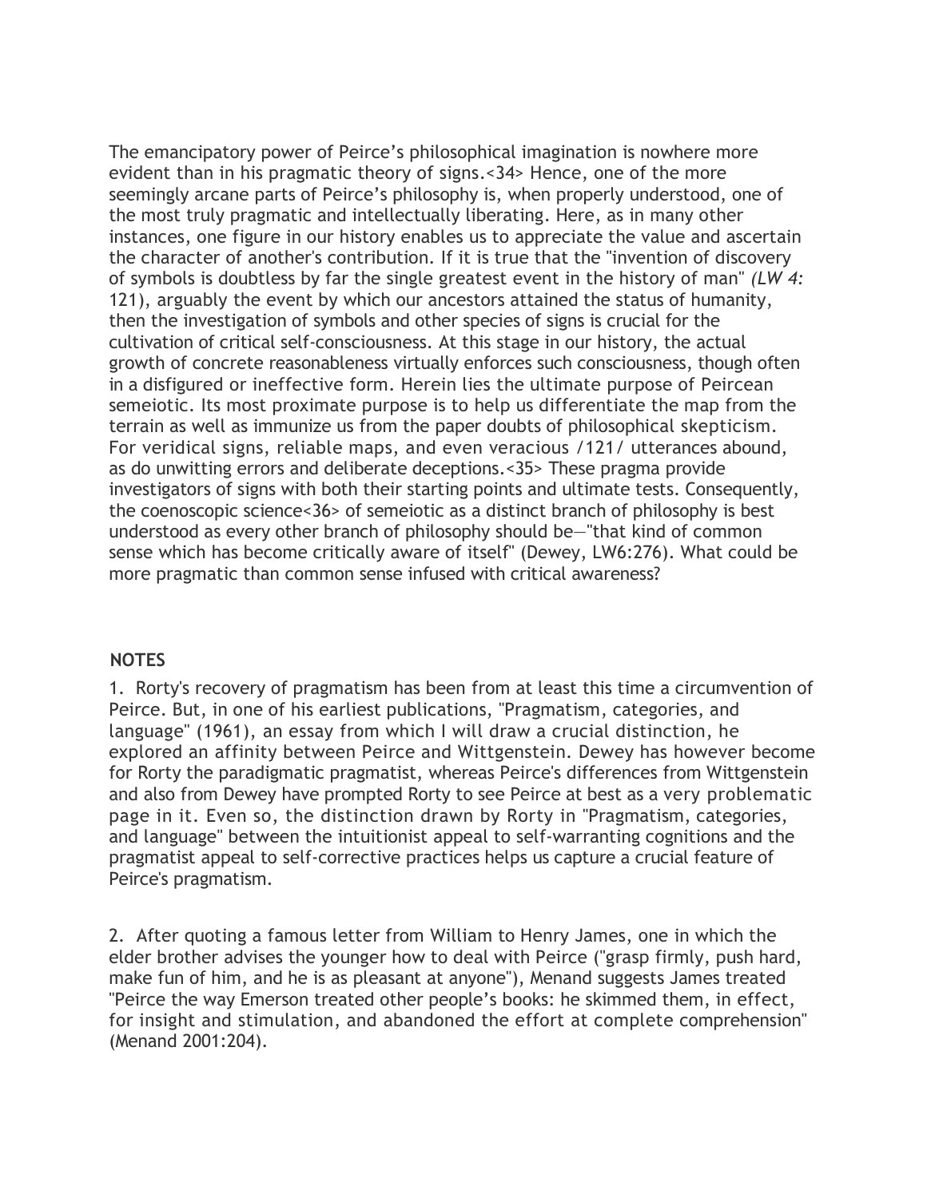The emancipatory power of Peirce's philosophical imagination is nowhere more evident than in his pragmatic theory of signs.<34> Hence, one of the more seemingly arcane parts of Peirce's philosophy is, when properly understood, one of the most truly pragmatic and intellectually liberating. Here, as in many other instances, one figure in our history enables us to appreciate the value and ascertain the character of another's contribution. If it is true that the "invention of discovery of symbols is doubtless by far the single greatest event in the history of man" *(LW 4:* 121), arguably the event by which our ancestors attained the status of humanity, then the investigation of symbols and other species of signs is crucial for the cultivation of critical self-consciousness. At this stage in our history, the actual growth of concrete reasonableness virtually enforces such consciousness, though often in a disfigured or ineffective form. Herein lies the ultimate purpose of Peircean semeiotic. Its most proximate purpose is to help us differentiate the map from the terrain as well as immunize us from the paper doubts of philosophical skepticism. For veridical signs, reliable maps, and even veracious /121/ utterances abound, as do unwitting errors and deliberate deceptions.<35> These pragma provide investigators of signs with both their starting points and ultimate tests. Consequently, the coenoscopic science<36> of semeiotic as a distinct branch of philosophy is best understood as every other branch of philosophy should be—"that kind of common sense which has become critically aware of itself" (Dewey, LW6:276). What could be more pragmatic than common sense infused with critical awareness?

## NOTES

1. Rorty's recovery of pragmatism has been from at least this time a circumvention of Peirce. But, in one of his earliest publications, "Pragmatism, categories, and language" (1961), an essay from which I will draw a crucial distinction, he explored an affinity between Peirce and Wittgenstein. Dewey has however become for Rorty the paradigmatic pragmatist, whereas Peirce's differences from Wittgenstein and also from Dewey have prompted Rorty to see Peirce at best as a very problematic page in it. Even so, the distinction drawn by Rorty in "Pragmatism, categories, and language" between the intuitionist appeal to self-warranting cognitions and the pragmatist appeal to self-corrective practices helps us capture a crucial feature of Peirce's pragmatism.

2. After quoting a famous letter from William to Henry James, one in which the elder brother advises the younger how to deal with Peirce ("grasp firmly, push hard, make fun of him, and he is as pleasant at anyone"), Menand suggests James treated "Peirce the way Emerson treated other people's books: he skimmed them, in effect, for insight and stimulation, and abandoned the effort at complete comprehension" (Menand 2001:204).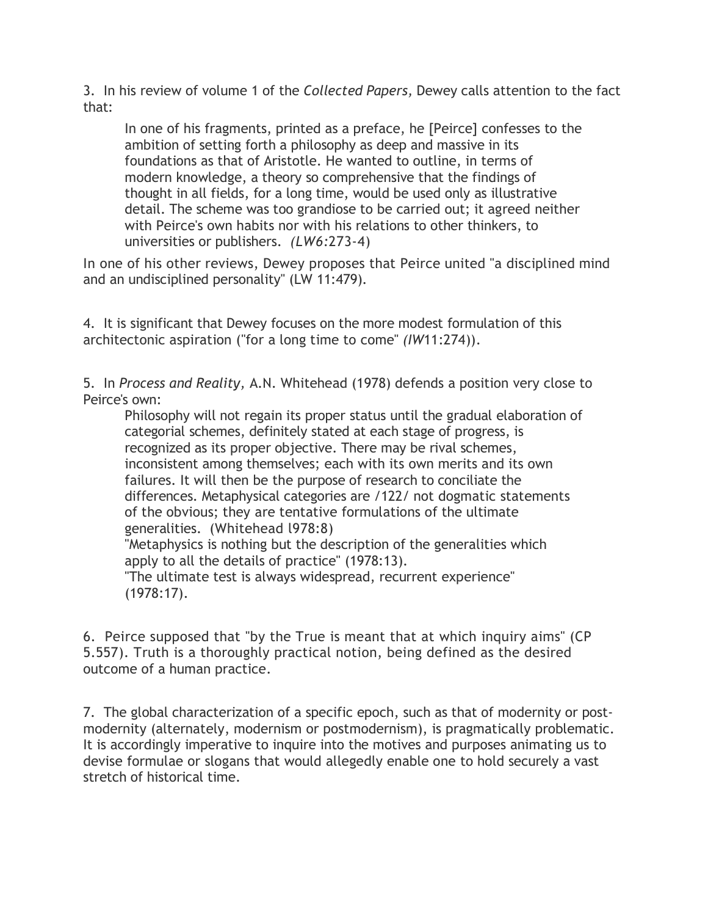3. In his review of volume 1 of the *Collected Papers,* Dewey calls attention to the fact that:

> In one of his fragments, printed as a preface, he [Peirce] confesses to the ambition of setting forth a philosophy as deep and massive in its foundations as that of Aristotle. He wanted to outline, in terms of modern knowledge, a theory so comprehensive that the findings of thought in all fields, for a long time, would be used only as illustrative detail. The scheme was too grandiose to be carried out; it agreed neither with Peirce's own habits nor with his relations to other thinkers, to universities or publishers. *(LW6:*273-4)

In one of his other reviews, Dewey proposes that Peirce united "a disciplined mind and an undisciplined personality" (LW 11:479).

4. It is significant that Dewey focuses on the more modest formulation of this architectonic aspiration ("for a long time to come" *(IW*11:274)).

5. In *Process and Reality,* A.N. Whitehead (1978) defends a position very close to Peirce's own:

> Philosophy will not regain its proper status until the gradual elaboration of categorial schemes, definitely stated at each stage of progress, is recognized as its proper objective. There may be rival schemes, inconsistent among themselves; each with its own merits and its own failures. It will then be the purpose of research to conciliate the differences. Metaphysical categories are /122/ not dogmatic statements of the obvious; they are tentative formulations of the ultimate generalities. (Whitehead l978:8)
> "Metaphysics is nothing but the description of the generalities which apply to all the details of practice" (1978:13).
> "The ultimate test is always widespread, recurrent experience" (1978:17).

6. Peirce supposed that "by the True is meant that at which inquiry aims" (CP 5.557). Truth is a thoroughly practical notion, being defined as the desired outcome of a human practice.

7. The global characterization of a specific epoch, such as that of modernity or post-modernity (alternately, modernism or postmodernism), is pragmatically problematic. It is accordingly imperative to inquire into the motives and purposes animating us to devise formulae or slogans that would allegedly enable one to hold securely a vast stretch of historical time.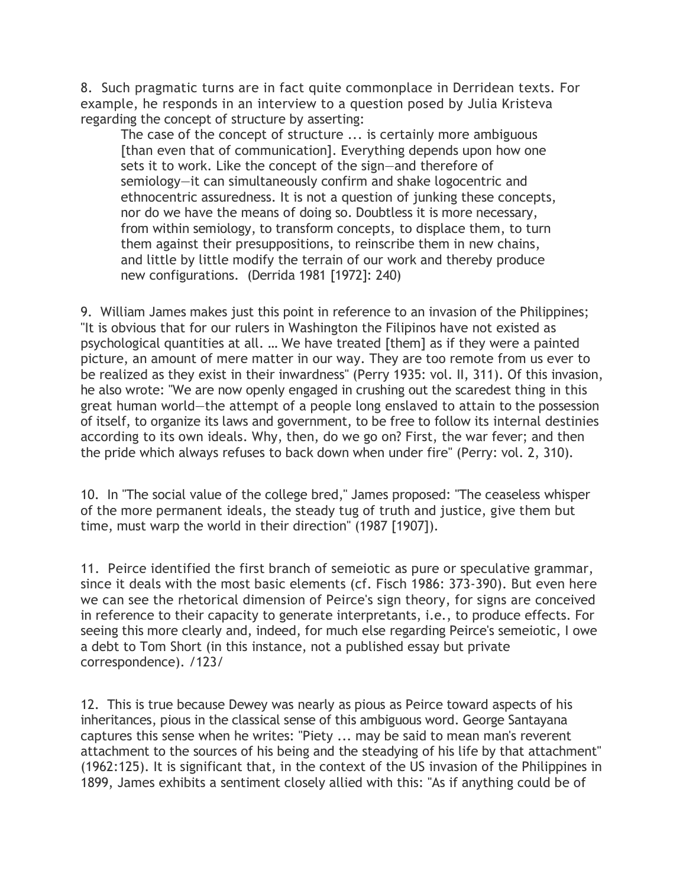8. Such pragmatic turns are in fact quite commonplace in Derridean texts. For example, he responds in an interview to a question posed by Julia Kristeva regarding the concept of structure by asserting:

> The case of the concept of structure ... is certainly more ambiguous [than even that of communication]. Everything depends upon how one sets it to work. Like the concept of the sign—and therefore of semiology—it can simultaneously confirm and shake logocentric and ethnocentric assuredness. It is not a question of junking these concepts, nor do we have the means of doing so. Doubtless it is more necessary, from within semiology, to transform concepts, to displace them, to turn them against their presuppositions, to reinscribe them in new chains, and little by little modify the terrain of our work and thereby produce new configurations. (Derrida 1981 [1972]: 240)

9. William James makes just this point in reference to an invasion of the Philippines; "It is obvious that for our rulers in Washington the Filipinos have not existed as psychological quantities at all. … We have treated [them] as if they were a painted picture, an amount of mere matter in our way. They are too remote from us ever to be realized as they exist in their inwardness" (Perry 1935: vol. II, 311). Of this invasion, he also wrote: "We are now openly engaged in crushing out the scaredest thing in this great human world—the attempt of a people long enslaved to attain to the possession of itself, to organize its laws and government, to be free to follow its internal destinies according to its own ideals. Why, then, do we go on? First, the war fever; and then the pride which always refuses to back down when under fire" (Perry: vol. 2, 310).

10. In "The social value of the college bred," James proposed: "The ceaseless whisper of the more permanent ideals, the steady tug of truth and justice, give them but time, must warp the world in their direction" (1987 [1907]).

11. Peirce identified the first branch of semeiotic as pure or speculative grammar, since it deals with the most basic elements (cf. Fisch 1986: 373-390). But even here we can see the rhetorical dimension of Peirce's sign theory, for signs are conceived in reference to their capacity to generate interpretants, i.e., to produce effects. For seeing this more clearly and, indeed, for much else regarding Peirce's semeiotic, I owe a debt to Tom Short (in this instance, not a published essay but private correspondence). /123/

12. This is true because Dewey was nearly as pious as Peirce toward aspects of his inheritances, pious in the classical sense of this ambiguous word. George Santayana captures this sense when he writes: "Piety ... may be said to mean man's reverent attachment to the sources of his being and the steadying of his life by that attachment" (1962:125). It is significant that, in the context of the US invasion of the Philippines in 1899, James exhibits a sentiment closely allied with this: "As if anything could be of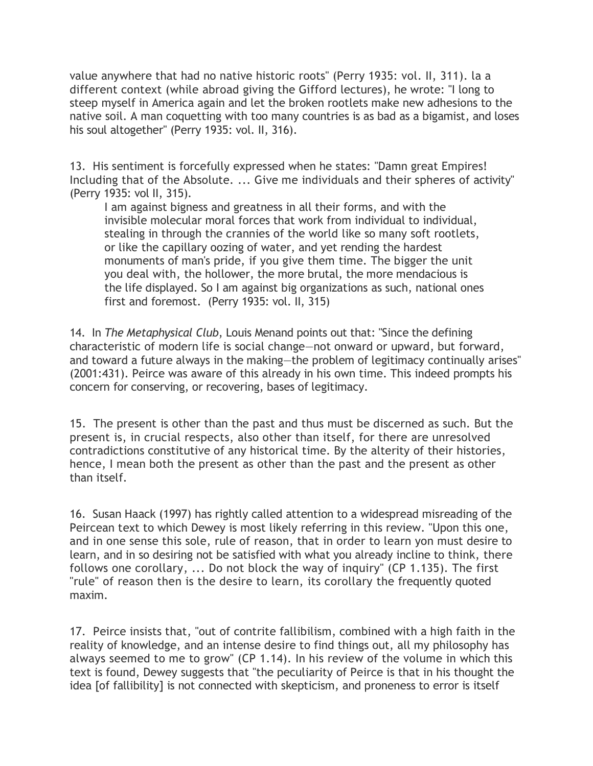value anywhere that had no native historic roots" (Perry 1935: vol. II, 311). la a different context (while abroad giving the Gifford lectures), he wrote: "I long to steep myself in America again and let the broken rootlets make new adhesions to the native soil. A man coquetting with too many countries is as bad as a bigamist, and loses his soul altogether" (Perry 1935: vol. II, 316).

13. His sentiment is forcefully expressed when he states: "Damn great Empires! Including that of the Absolute. ... Give me individuals and their spheres of activity" (Perry 1935: vol II, 315).

> I am against bigness and greatness in all their forms, and with the invisible molecular moral forces that work from individual to individual, stealing in through the crannies of the world like so many soft rootlets, or like the capillary oozing of water, and yet rending the hardest monuments of man's pride, if you give them time. The bigger the unit you deal with, the hollower, the more brutal, the more mendacious is the life displayed. So I am against big organizations as such, national ones first and foremost. (Perry 1935: vol. II, 315)

14. In *The Metaphysical Club*, Louis Menand points out that: "Since the defining characteristic of modern life is social change—not onward or upward, but forward, and toward a future always in the making—the problem of legitimacy continually arises" (2001:431). Peirce was aware of this already in his own time. This indeed prompts his concern for conserving, or recovering, bases of legitimacy.

15. The present is other than the past and thus must be discerned as such. But the present is, in crucial respects, also other than itself, for there are unresolved contradictions constitutive of any historical time. By the alterity of their histories, hence, I mean both the present as other than the past and the present as other than itself.

16. Susan Haack (1997) has rightly called attention to a widespread misreading of the Peircean text to which Dewey is most likely referring in this review. "Upon this one, and in one sense this sole, rule of reason, that in order to learn yon must desire to learn, and in so desiring not be satisfied with what you already incline to think, there follows one corollary, ... Do not block the way of inquiry" (CP 1.135). The first "rule" of reason then is the desire to learn, its corollary the frequently quoted maxim.

17. Peirce insists that, "out of contrite fallibilism, combined with a high faith in the reality of knowledge, and an intense desire to find things out, all my philosophy has always seemed to me to grow" (CP 1.14). In his review of the volume in which this text is found, Dewey suggests that "the peculiarity of Peirce is that in his thought the idea [of fallibility] is not connected with skepticism, and proneness to error is itself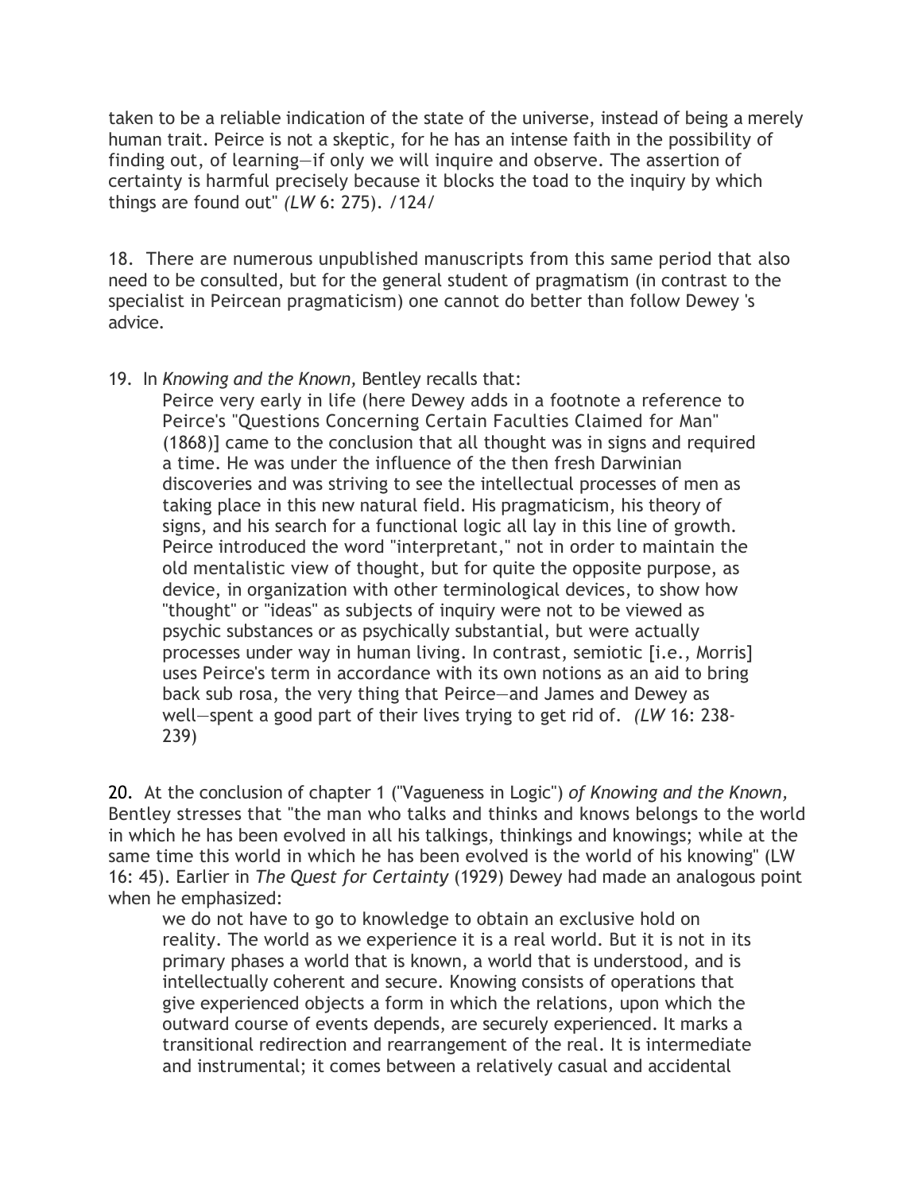taken to be a reliable indication of the state of the universe, instead of being a merely human trait. Peirce is not a skeptic, for he has an intense faith in the possibility of finding out, of learning—if only we will inquire and observe. The assertion of certainty is harmful precisely because it blocks the toad to the inquiry by which things are found out" *(LW* 6: 275). /124/

18. There are numerous unpublished manuscripts from this same period that also need to be consulted, but for the general student of pragmatism (in contrast to the specialist in Peircean pragmaticism) one cannot do better than follow Dewey 's advice.

19. In *Knowing and the Known,* Bentley recalls that:

> Peirce very early in life (here Dewey adds in a footnote a reference to Peirce's "Questions Concerning Certain Faculties Claimed for Man" (1868)] came to the conclusion that all thought was in signs and required a time. He was under the influence of the then fresh Darwinian discoveries and was striving to see the intellectual processes of men as taking place in this new natural field. His pragmaticism, his theory of signs, and his search for a functional logic all lay in this line of growth. Peirce introduced the word "interpretant," not in order to maintain the old mentalistic view of thought, but for quite the opposite purpose, as device, in organization with other terminological devices, to show how "thought" or "ideas" as subjects of inquiry were not to be viewed as psychic substances or as psychically substantial, but were actually processes under way in human living. In contrast, semiotic [i.e., Morris] uses Peirce's term in accordance with its own notions as an aid to bring back sub rosa, the very thing that Peirce—and James and Dewey as well—spent a good part of their lives trying to get rid of. *(LW* 16: 238-239)

20. At the conclusion of chapter 1 ("Vagueness in Logic") *of Knowing and the Known,* Bentley stresses that "the man who talks and thinks and knows belongs to the world in which he has been evolved in all his talkings, thinkings and knowings; while at the same time this world in which he has been evolved is the world of his knowing" (LW 16: 45). Earlier in *The Quest for Certainty* (1929) Dewey had made an analogous point when he emphasized:

> we do not have to go to knowledge to obtain an exclusive hold on reality. The world as we experience it is a real world. But it is not in its primary phases a world that is known, a world that is understood, and is intellectually coherent and secure. Knowing consists of operations that give experienced objects a form in which the relations, upon which the outward course of events depends, are securely experienced. It marks a transitional redirection and rearrangement of the real. It is intermediate and instrumental; it comes between a relatively casual and accidental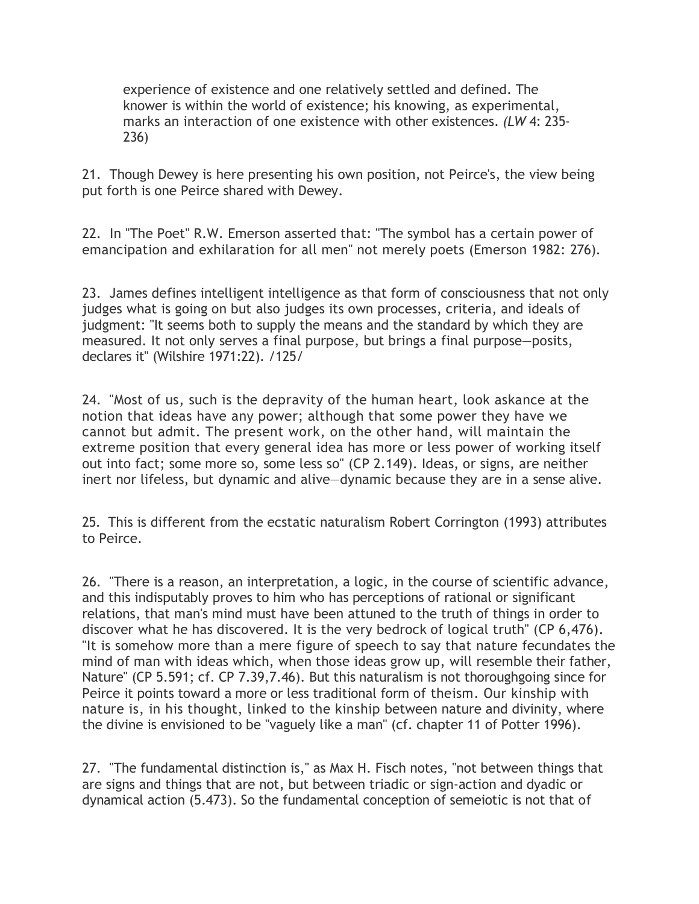> experience of existence and one relatively settled and defined. The knower is within the world of existence; his knowing, as experimental, marks an interaction of one existence with other existences. *(LW* 4: 235-236)

21. Though Dewey is here presenting his own position, not Peirce's, the view being put forth is one Peirce shared with Dewey.

22. In "The Poet" R.W. Emerson asserted that: "The symbol has a certain power of emancipation and exhilaration for all men" not merely poets (Emerson 1982: 276).

23. James defines intelligent intelligence as that form of consciousness that not only judges what is going on but also judges its own processes, criteria, and ideals of judgment: "It seems both to supply the means and the standard by which they are measured. It not only serves a final purpose, but brings a final purpose—posits, declares it" (Wilshire 1971:22). /125/

24. "Most of us, such is the depravity of the human heart, look askance at the notion that ideas have any power; although that some power they have we cannot but admit. The present work, on the other hand, will maintain the extreme position that every general idea has more or less power of working itself out into fact; some more so, some less so" (CP 2.149). Ideas, or signs, are neither inert nor lifeless, but dynamic and alive—dynamic because they are in a sense alive.

25. This is different from the ecstatic naturalism Robert Corrington (1993) attributes to Peirce.

26. "There is a reason, an interpretation, a logic, in the course of scientific advance, and this indisputably proves to him who has perceptions of rational or significant relations, that man's mind must have been attuned to the truth of things in order to discover what he has discovered. It is the very bedrock of logical truth" (CP 6,476). "It is somehow more than a mere figure of speech to say that nature fecundates the mind of man with ideas which, when those ideas grow up, will resemble their father, Nature" (CP 5.591; cf. CP 7.39,7.46). But this naturalism is not thoroughgoing since for Peirce it points toward a more or less traditional form of theism. Our kinship with nature is, in his thought, linked to the kinship between nature and divinity, where the divine is envisioned to be "vaguely like a man" (cf. chapter 11 of Potter 1996).

27. "The fundamental distinction is," as Max H. Fisch notes, "not between things that are signs and things that are not, but between triadic or sign-action and dyadic or dynamical action (5.473). So the fundamental conception of semeiotic is not that of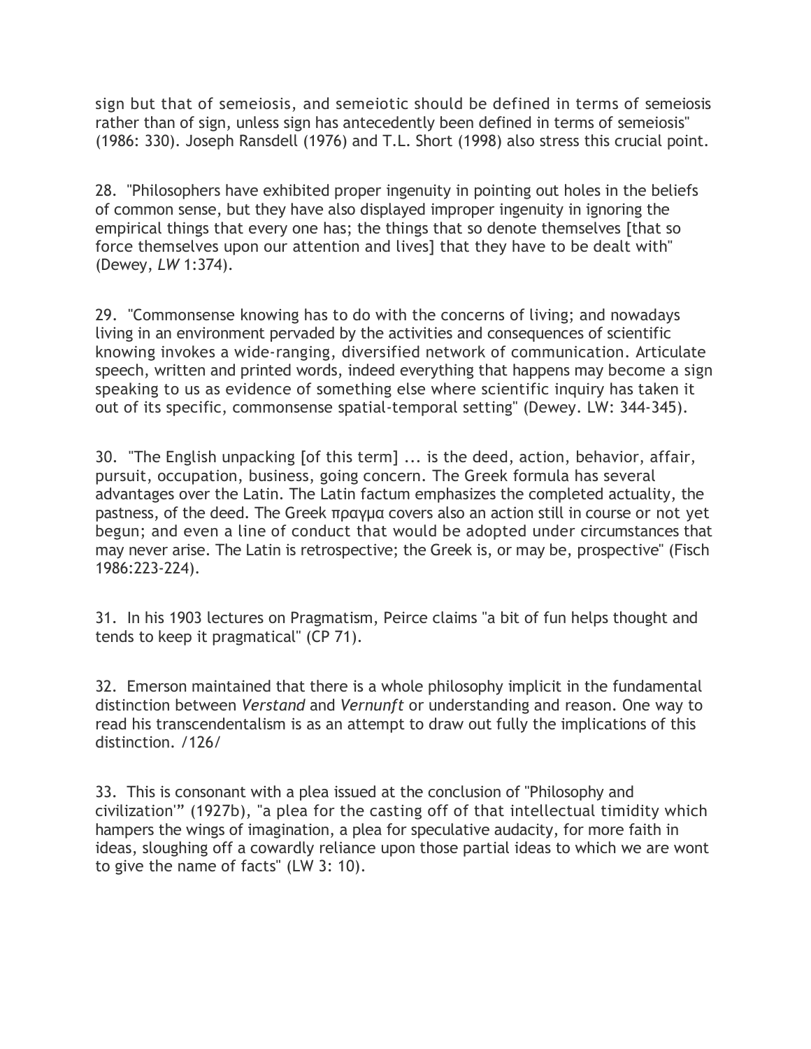sign but that of semeiosis, and semeiotic should be defined in terms of semeiosis rather than of sign, unless sign has antecedently been defined in terms of semeiosis" (1986: 330). Joseph Ransdell (1976) and T.L. Short (1998) also stress this crucial point.

28. "Philosophers have exhibited proper ingenuity in pointing out holes in the beliefs of common sense, but they have also displayed improper ingenuity in ignoring the empirical things that every one has; the things that so denote themselves [that so force themselves upon our attention and lives] that they have to be dealt with" (Dewey, *LW* 1:374).

29. "Commonsense knowing has to do with the concerns of living; and nowadays living in an environment pervaded by the activities and consequences of scientific knowing invokes a wide-ranging, diversified network of communication. Articulate speech, written and printed words, indeed everything that happens may become a sign speaking to us as evidence of something else where scientific inquiry has taken it out of its specific, commonsense spatial-temporal setting" (Dewey. LW: 344-345).

30. "The English unpacking [of this term] ... is the deed, action, behavior, affair, pursuit, occupation, business, going concern. The Greek formula has several advantages over the Latin. The Latin factum emphasizes the completed actuality, the pastness, of the deed. The Greek πραγμα covers also an action still in course or not yet begun; and even a line of conduct that would be adopted under circumstances that may never arise. The Latin is retrospective; the Greek is, or may be, prospective" (Fisch 1986:223-224).

31. In his 1903 lectures on Pragmatism, Peirce claims "a bit of fun helps thought and tends to keep it pragmatical" (CP 71).

32. Emerson maintained that there is a whole philosophy implicit in the fundamental distinction between *Verstand* and *Vernunft* or understanding and reason. One way to read his transcendentalism is as an attempt to draw out fully the implications of this distinction. /126/

33. This is consonant with a plea issued at the conclusion of "Philosophy and civilization'" (1927b), "a plea for the casting off of that intellectual timidity which hampers the wings of imagination, a plea for speculative audacity, for more faith in ideas, sloughing off a cowardly reliance upon those partial ideas to which we are wont to give the name of facts" (LW 3: 10).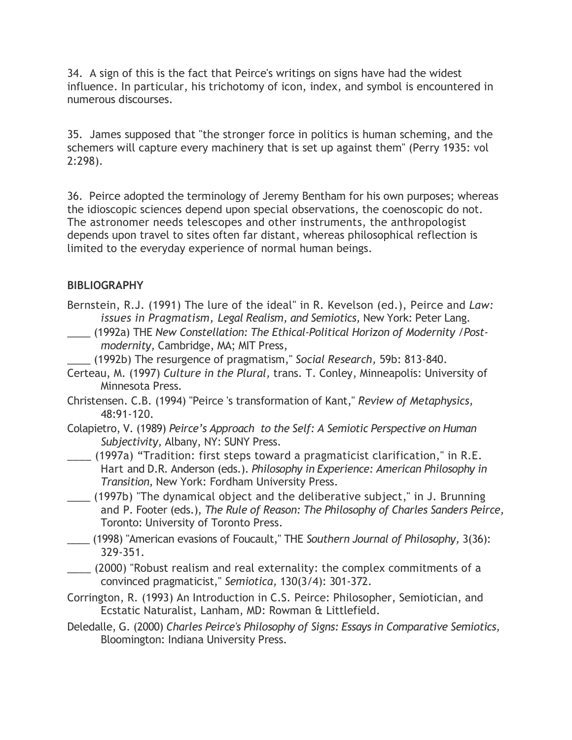34. A sign of this is the fact that Peirce's writings on signs have had the widest influence. In particular, his trichotomy of icon, index, and symbol is encountered in numerous discourses.

35. James supposed that "the stronger force in politics is human scheming, and the schemers will capture every machinery that is set up against them" (Perry 1935: vol 2:298).

36. Peirce adopted the terminology of Jeremy Bentham for his own purposes; whereas the idioscopic sciences depend upon special observations, the coenoscopic do not. The astronomer needs telescopes and other instruments, the anthropologist depends upon travel to sites often far distant, whereas philosophical reflection is limited to the everyday experience of normal human beings.

**BIBLIOGRAPHY**

Bernstein, R.J. (1991) The lure of the ideal" in R. Kevelson (ed.), Peirce and *Law: issues in Pragmatism, Legal Realism, and Semiotics,* New York: Peter Lang.

____ (1992a) THE *New Constellation: The Ethical-Political Horizon of Modernity /Post-modernity,* Cambridge, MA; MIT Press,

____ (1992b) The resurgence of pragmatism," *Social Research,* 59b: 813-840.

Certeau, M. (1997) *Culture in the Plural,* trans. T. Conley, Minneapolis: University of Minnesota Press.

Christensen. C.B. (1994) "Peirce 's transformation of Kant," *Review of Metaphysics,* 48:91-120.

Colapietro, V. (1989) *Peirce's Approach to the Self: A Semiotic Perspective on Human Subjectivity,* Albany, NY: SUNY Press.

____ (1997a) "Tradition: first steps toward a pragmaticist clarification," in R.E. Hart and D.R. Anderson (eds.). *Philosophy in Experience: American Philosophy in Transition,* New York: Fordham University Press.

____ (1997b) "The dynamical object and the deliberative subject," in J. Brunning and P. Footer (eds.), *The Rule of Reason: The Philosophy of Charles Sanders Peirce,* Toronto: University of Toronto Press.

____ (1998) "American evasions of Foucault," THE *Southern Journal of Philosophy,* 3(36): 329-351.

____ (2000) "Robust realism and real externality: the complex commitments of a convinced pragmaticist," *Semiotica,* 130(3/4): 301-372.

Corrington, R. (1993) An Introduction in C.S. Peirce: Philosopher, Semiotician, and Ecstatic Naturalist, Lanham, MD: Rowman & Littlefield.

Deledalle, G. (2000) *Charles Peirce's Philosophy of Signs: Essays in Comparative Semiotics,* Bloomington: Indiana University Press.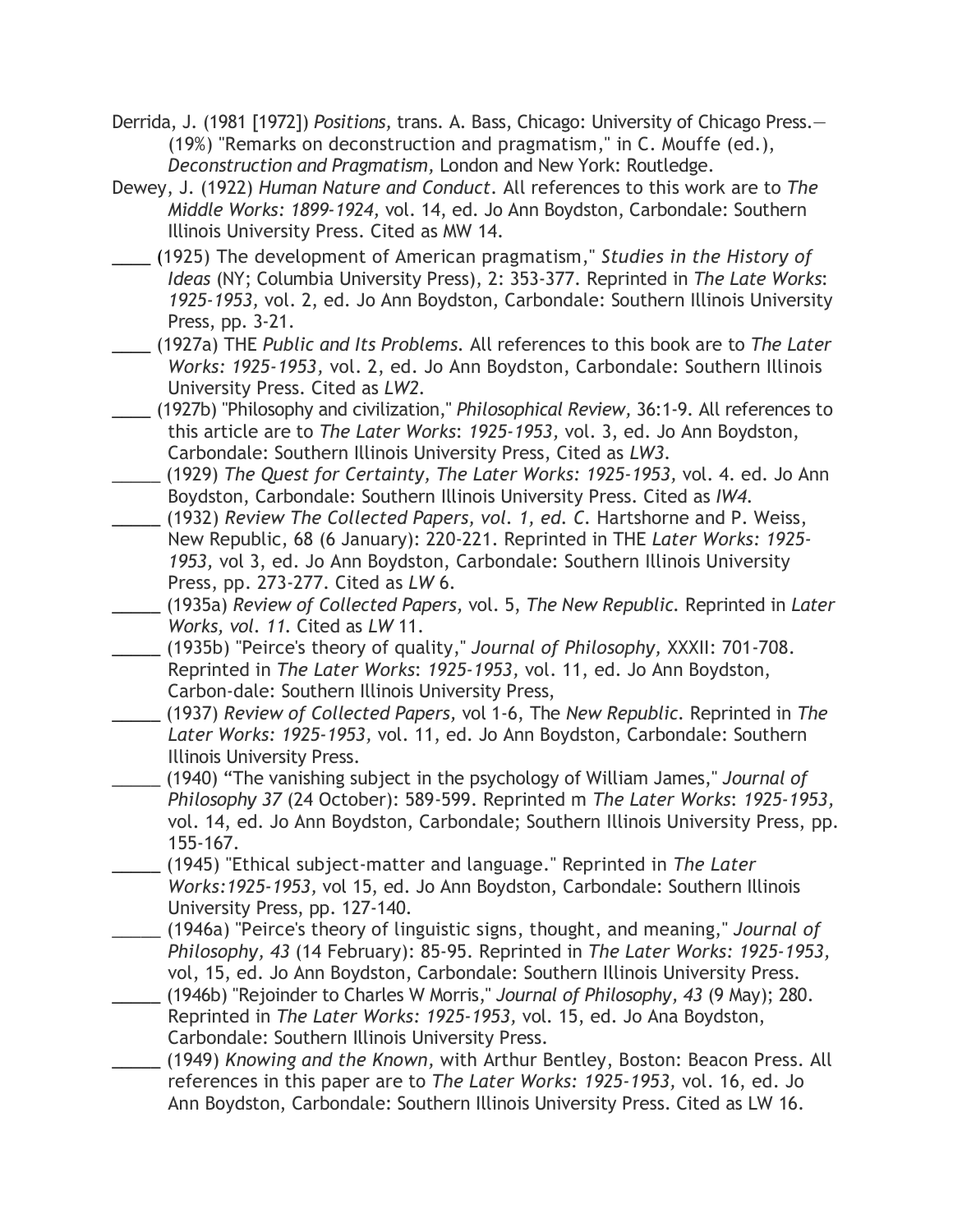Derrida, J. (1981 [1972]) *Positions,* trans. A. Bass, Chicago: University of Chicago Press.— (19%) "Remarks on deconstruction and pragmatism," in C. Mouffe (ed.), *Deconstruction and Pragmatism,* London and New York: Routledge.

Dewey, J. (1922) *Human Nature and Conduct.* All references to this work are to *The Middle Works: 1899-1924,* vol. 14, ed. Jo Ann Boydston, Carbondale: Southern Illinois University Press. Cited as MW 14.

____ (1925) The development of American pragmatism," *Studies in the History of Ideas* (NY; Columbia University Press), 2: 353-377. Reprinted in *The Late Works: 1925-1953,* vol. 2, ed. Jo Ann Boydston, Carbondale: Southern Illinois University Press, pp. 3-21.

____ (1927a) THE *Public and Its Problems.* All references to this book are to *The Later Works: 1925-1953,* vol. 2, ed. Jo Ann Boydston, Carbondale: Southern Illinois University Press. Cited as *LW2*.

____ (1927b) "Philosophy and civilization," *Philosophical Review,* 36:1-9. All references to this article are to *The Later Works: 1925-1953,* vol. 3, ed. Jo Ann Boydston, Carbondale: Southern Illinois University Press, Cited as *LW3*.

_____ (1929) *The Quest for Certainty, The Later Works: 1925-1953,* vol. 4. ed. Jo Ann Boydston, Carbondale: Southern Illinois University Press. Cited as *IW4*.

_____ (1932) *Review The Collected Papers, vol. 1, ed. C.* Hartshorne and P. Weiss, New Republic, 68 (6 January): 220-221. Reprinted in THE *Later Works: 1925-1953,* vol 3, ed. Jo Ann Boydston, Carbondale: Southern Illinois University Press, pp. 273-277. Cited as *LW* 6.

_____ (1935a) *Review of Collected Papers,* vol. 5, *The New Republic.* Reprinted in *Later Works, vol. 11.* Cited as *LW* 11.

_____ (1935b) "Peirce's theory of quality," *Journal of Philosophy,* XXXII: 701-708. Reprinted in *The Later Works: 1925-1953,* vol. 11, ed. Jo Ann Boydston, Carbon-dale: Southern Illinois University Press,

_____ (1937) *Review of Collected Papers,* vol 1-6, The *New Republic.* Reprinted in *The Later Works: 1925-1953,* vol. 11, ed. Jo Ann Boydston, Carbondale: Southern Illinois University Press.

_____ (1940) "The vanishing subject in the psychology of William James," *Journal of Philosophy 37* (24 October): 589-599. Reprinted m *The Later Works: 1925-1953,* vol. 14, ed. Jo Ann Boydston, Carbondale; Southern Illinois University Press, pp. 155-167.

_____ (1945) "Ethical subject-matter and language." Reprinted in *The Later Works:1925-1953,* vol 15, ed. Jo Ann Boydston, Carbondale: Southern Illinois University Press, pp. 127-140.

_____ (1946a) "Peirce's theory of linguistic signs, thought, and meaning," *Journal of Philosophy, 43* (14 February): 85-95. Reprinted in *The Later Works: 1925-1953,* vol, 15, ed. Jo Ann Boydston, Carbondale: Southern Illinois University Press.

_____ (1946b) "Rejoinder to Charles W Morris," *Journal of Philosophy, 43* (9 May); 280. Reprinted in *The Later Works: 1925-1953,* vol. 15, ed. Jo Ana Boydston, Carbondale: Southern Illinois University Press.

_____ (1949) *Knowing and the Known,* with Arthur Bentley, Boston: Beacon Press. All references in this paper are to *The Later Works: 1925-1953,* vol. 16, ed. Jo Ann Boydston, Carbondale: Southern Illinois University Press. Cited as LW 16.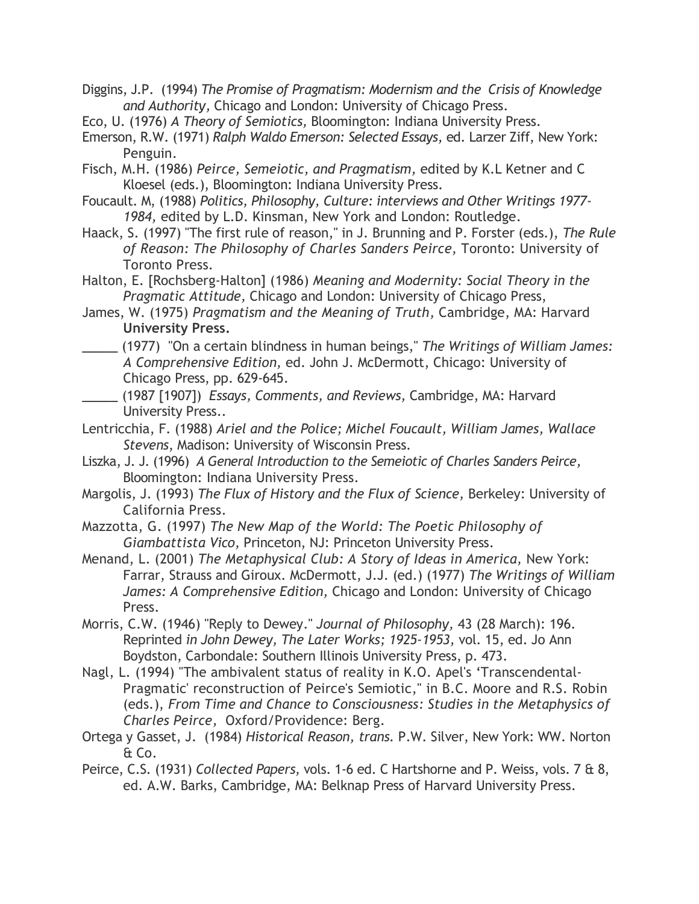Diggins, J.P. (1994) *The Promise of Pragmatism: Modernism and the Crisis of Knowledge and Authority,* Chicago and London: University of Chicago Press.

Eco, U. (1976) *A Theory of Semiotics,* Bloomington: Indiana University Press.

Emerson, R.W. (1971) *Ralph Waldo Emerson: Selected Essays,* ed. Larzer Ziff, New York: Penguin.

Fisch, M.H. (1986) *Peirce, Semeiotic, and Pragmatism,* edited by K.L Ketner and C Kloesel (eds.), Bloomington: Indiana University Press.

Foucault. M, (1988) *Politics, Philosophy, Culture: interviews and Other Writings 1977-1984,* edited by L.D. Kinsman, New York and London: Routledge.

Haack, S. (1997) "The first rule of reason," in J. Brunning and P. Forster (eds.), *The Rule of Reason: The Philosophy of Charles Sanders Peirce,* Toronto: University of Toronto Press.

Halton, E. [Rochsberg-Halton] (1986) *Meaning and Modernity: Social Theory in the Pragmatic Attitude,* Chicago and London: University of Chicago Press,

James, W. (1975) *Pragmatism and the Meaning of Truth,* Cambridge, MA: Harvard **University Press.**

_____ (1977) "On a certain blindness in human beings," *The Writings of William James: A Comprehensive Edition,* ed. John J. McDermott, Chicago: University of Chicago Press, pp. 629-645.

_____ (1987 [1907]) *Essays, Comments, and Reviews,* Cambridge, MA: Harvard University Press..

Lentricchia, F. (1988) *Ariel and the Police; Michel Foucault, William James, Wallace Stevens*, Madison: University of Wisconsin Press.

Liszka, J. J. (1996) *A General Introduction to the Semeiotic of Charles Sanders Peirce,* Bloomington: Indiana University Press.

Margolis, J. (1993) *The Flux of History and the Flux of Science,* Berkeley: University of California Press.

Mazzotta, G. (1997) *The New Map of the World: The Poetic Philosophy of Giambattista Vico,* Princeton, NJ: Princeton University Press.

Menand, L. (2001) *The Metaphysical Club: A Story of Ideas in America,* New York: Farrar, Strauss and Giroux. McDermott, J.J. (ed.) (1977) *The Writings of William James: A Comprehensive Edition,* Chicago and London: University of Chicago Press.

Morris, C.W. (1946) "Reply to Dewey." *Journal of Philosophy,* 43 (28 March): 196. Reprinted *in John Dewey, The Later Works; 1925-1953,* vol. 15, ed. Jo Ann Boydston, Carbondale: Southern Illinois University Press, p. 473.

Nagl, L. (1994) "The ambivalent status of reality in K.O. Apel's 'Transcendental-Pragmatic' reconstruction of Peirce's Semiotic," in B.C. Moore and R.S. Robin (eds.), *From Time and Chance to Consciousness: Studies in the Metaphysics of Charles Peirce,* Oxford/Providence: Berg.

Ortega y Gasset, J. (1984) *Historical Reason, trans.* P.W. Silver, New York: WW. Norton & Co.

Peirce, C.S. (1931) *Collected Papers,* vols. 1-6 ed. C Hartshorne and P. Weiss, vols. 7 & 8, ed. A.W. Barks, Cambridge, MA: Belknap Press of Harvard University Press.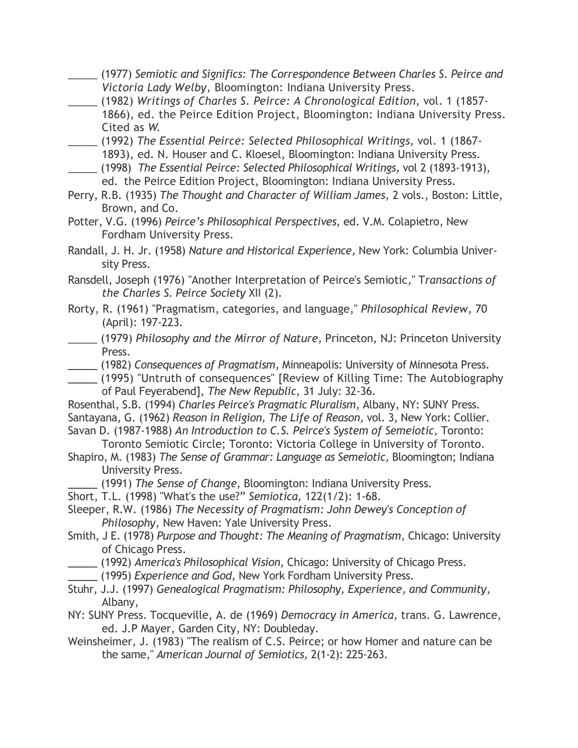_____ (1977) *Semiotic and Significs: The Correspondence Between Charles S. Peirce and Victoria Lady Welby,* Bloomington: Indiana University Press.

_____ (1982) *Writings of Charles S. Peirce: A Chronological Edition,* vol. 1 (1857-1866), ed. the Peirce Edition Project, Bloomington: Indiana University Press. Cited as *W.*

_____ (1992) *The Essential Peirce: Selected Philosophical Writings,* vol. 1 (1867-1893), ed. N. Houser and C. Kloesel, Bloomington: Indiana University Press.

_____ (1998) *The Essential Peirce: Selected Philosophical Writings,* vol 2 (1893-1913), ed. the Peirce Edition Project, Bloomington: Indiana University Press.

Perry, R.B. (1935) *The Thought and Character of William James,* 2 vols., Boston: Little, Brown, and Co.

Potter, V.G. (1996) *Peirce's Philosophical Perspectives,* ed. V.M. Colapietro, New Fordham University Press.

Randall, J. H. Jr. (1958) *Nature and Historical Experience,* New York: Columbia University Press.

Ransdell, Joseph (1976) "Another Interpretation of Peirce's Semiotic," T*ransactions of the Charles S. Peirce Society* XII (2).

Rorty, R. (1961) "Pragmatism, categories, and language," *Philosophical Review,* 70 (April): 197-223.

_____ (1979) *Philosophy and the Mirror of Nature,* Princeton, NJ: Princeton University Press.

_____ (1982) *Consequences of Pragmatism,* Minneapolis: University of Minnesota Press.

_____ (1995) "Untruth of consequences" [Review of Killing Time: The Autobiography of Paul Feyerabend], *The New Republic,* 31 July: 32-36.

Rosenthal, S.B. (1994) *Charles Peirce's Pragmatic Pluralism,* Albany, NY: SUNY Press.

Santayana, G. (1962) *Reason in Religion, The Life of Reason,* vol. 3, New York: Collier.

Savan D. (1987-1988) *An Introduction to C.S. Peirce's System of Semeiotic,* Toronto: Toronto Semiotic Circle; Toronto: Victoria College in University of Toronto.

Shapiro, M. (1983) *The Sense of Grammar: Language as Semeiotic,* Bloomington; Indiana University Press.

_____ (1991) *The Sense of Change,* Bloomington: Indiana University Press.

Short, T.L. (1998) "What's the use?" *Semiotica,* 122(1/2): 1-68.

Sleeper, R.W. (1986) *The Necessity of Pragmatism: John Dewey's Conception of Philosophy,* New Haven: Yale University Press.

Smith, J E. (1978) *Purpose and Thought: The Meaning of Pragmatism,* Chicago: University of Chicago Press.

_____ (1992) *America's Philosophical Vision,* Chicago: University of Chicago Press.

_____ (1995) *Experience and God,* New York Fordham University Press.

Stuhr, J.J. (1997) *Genealogical Pragmatism: Philosophy, Experience, and Community,* Albany,

NY: SUNY Press. Tocqueville, A. de (1969) *Democracy in America,* trans. G. Lawrence, ed. J.P Mayer, Garden City, NY: Doubleday.

Weinsheimer, J. (1983) "The realism of C.S. Peirce; or how Homer and nature can be the same," *American Journal of Semiotics,* 2(1-2): 225-263.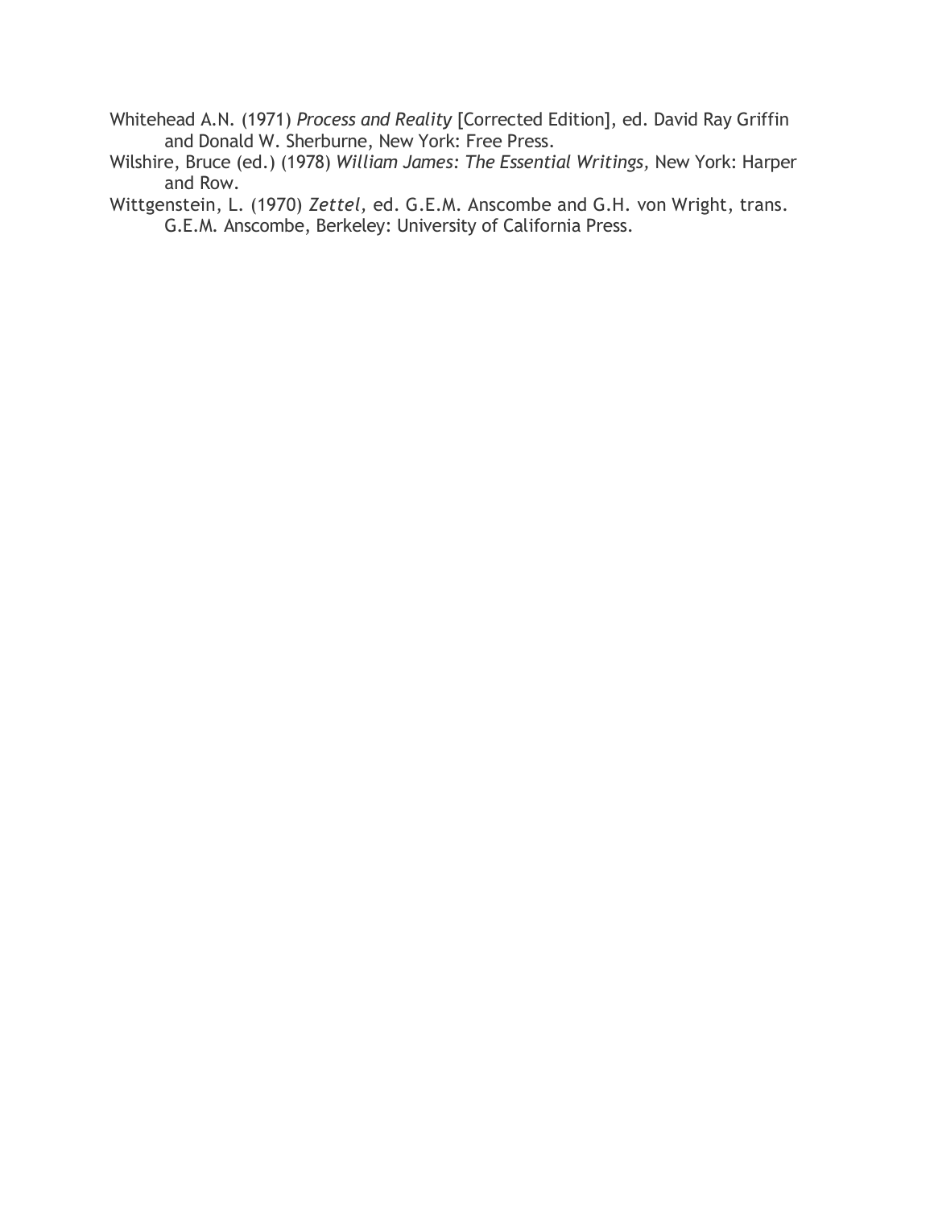Whitehead A.N. (1971) *Process and Reality* [Corrected Edition], ed. David Ray Griffin and Donald W. Sherburne, New York: Free Press.

Wilshire, Bruce (ed.) (1978) *William James: The Essential Writings,* New York: Harper and Row.

Wittgenstein, L. (1970) *Zettel,* ed. G.E.M. Anscombe and G.H. von Wright, trans. G.E.M. Anscombe, Berkeley: University of California Press.